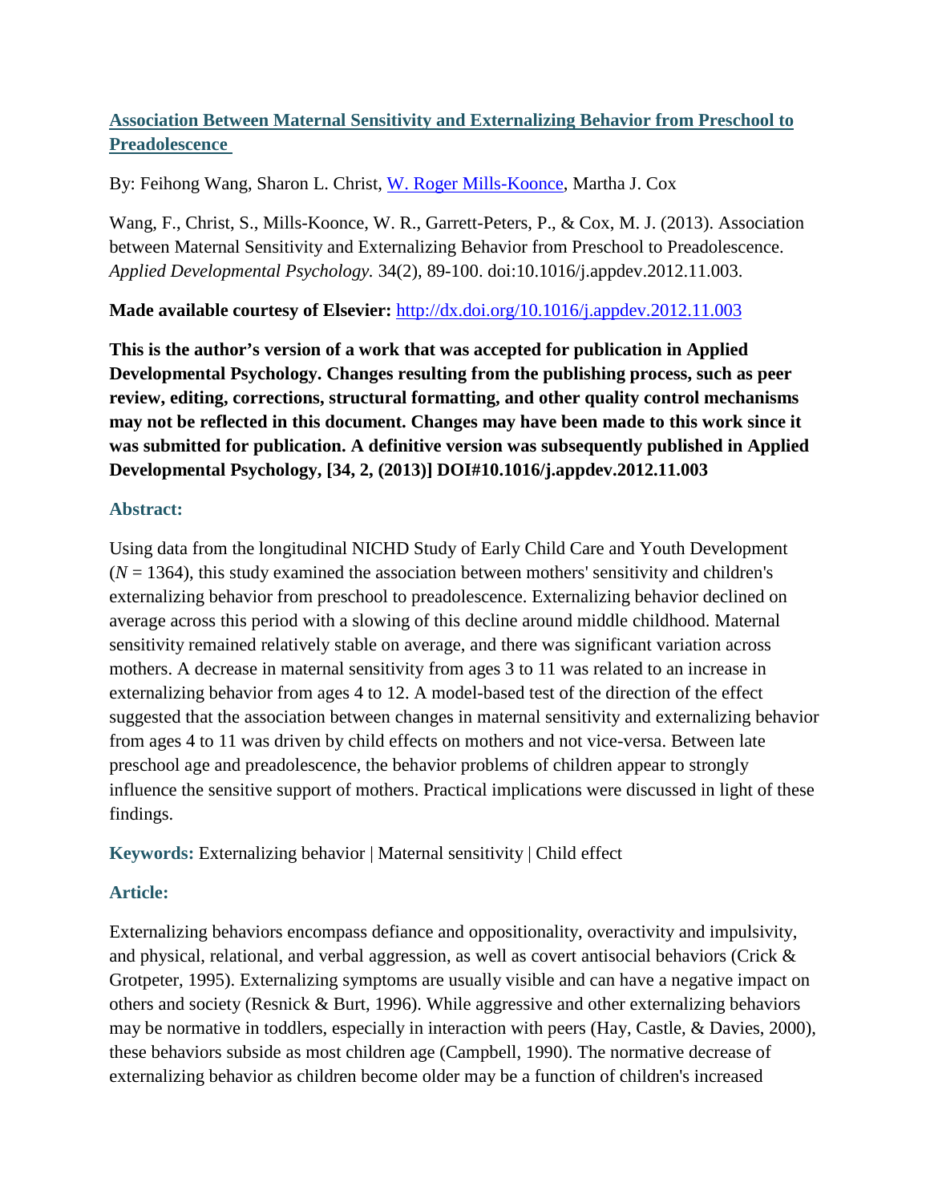# Association Between Maternal Sensitivity and Externalizing Behavior from Preschool to Preadolescence

By: Feihong Wang, Sharon L. Christ, W. Roger Mills-Koonce, Martha J. Cox

Wang, F., Christ, S., Mills-Koonce, W. R., Garrett-Peters, P., & Cox, M. J. (2013). Association between Maternal Sensitivity and Externalizing Behavior from Preschool to Preadolescence. *Applied Developmental Psychology.* 34(2), 89-100. doi:10.1016/j.appdev.2012.11.003.

**Made available courtesy of Elsevier:** http://dx.doi.org/10.1016/j.appdev.2012.11.003

**This is the author's version of a work that was accepted for publication in Applied Developmental Psychology. Changes resulting from the publishing process, such as peer review, editing, corrections, structural formatting, and other quality control mechanisms may not be reflected in this document. Changes may have been made to this work since it was submitted for publication. A definitive version was subsequently published in Applied Developmental Psychology, [34, 2, (2013)] DOI#10.1016/j.appdev.2012.11.003**

## Abstract:

Using data from the longitudinal NICHD Study of Early Child Care and Youth Development ($N$ = 1364), this study examined the association between mothers' sensitivity and children's externalizing behavior from preschool to preadolescence. Externalizing behavior declined on average across this period with a slowing of this decline around middle childhood. Maternal sensitivity remained relatively stable on average, and there was significant variation across mothers. A decrease in maternal sensitivity from ages 3 to 11 was related to an increase in externalizing behavior from ages 4 to 12. A model-based test of the direction of the effect suggested that the association between changes in maternal sensitivity and externalizing behavior from ages 4 to 11 was driven by child effects on mothers and not vice-versa. Between late preschool age and preadolescence, the behavior problems of children appear to strongly influence the sensitive support of mothers. Practical implications were discussed in light of these findings.

**Keywords:** Externalizing behavior | Maternal sensitivity | Child effect

## Article:

Externalizing behaviors encompass defiance and oppositionality, overactivity and impulsivity, and physical, relational, and verbal aggression, as well as covert antisocial behaviors (Crick & Grotpeter, 1995). Externalizing symptoms are usually visible and can have a negative impact on others and society (Resnick & Burt, 1996). While aggressive and other externalizing behaviors may be normative in toddlers, especially in interaction with peers (Hay, Castle, & Davies, 2000), these behaviors subside as most children age (Campbell, 1990). The normative decrease of externalizing behavior as children become older may be a function of children's increased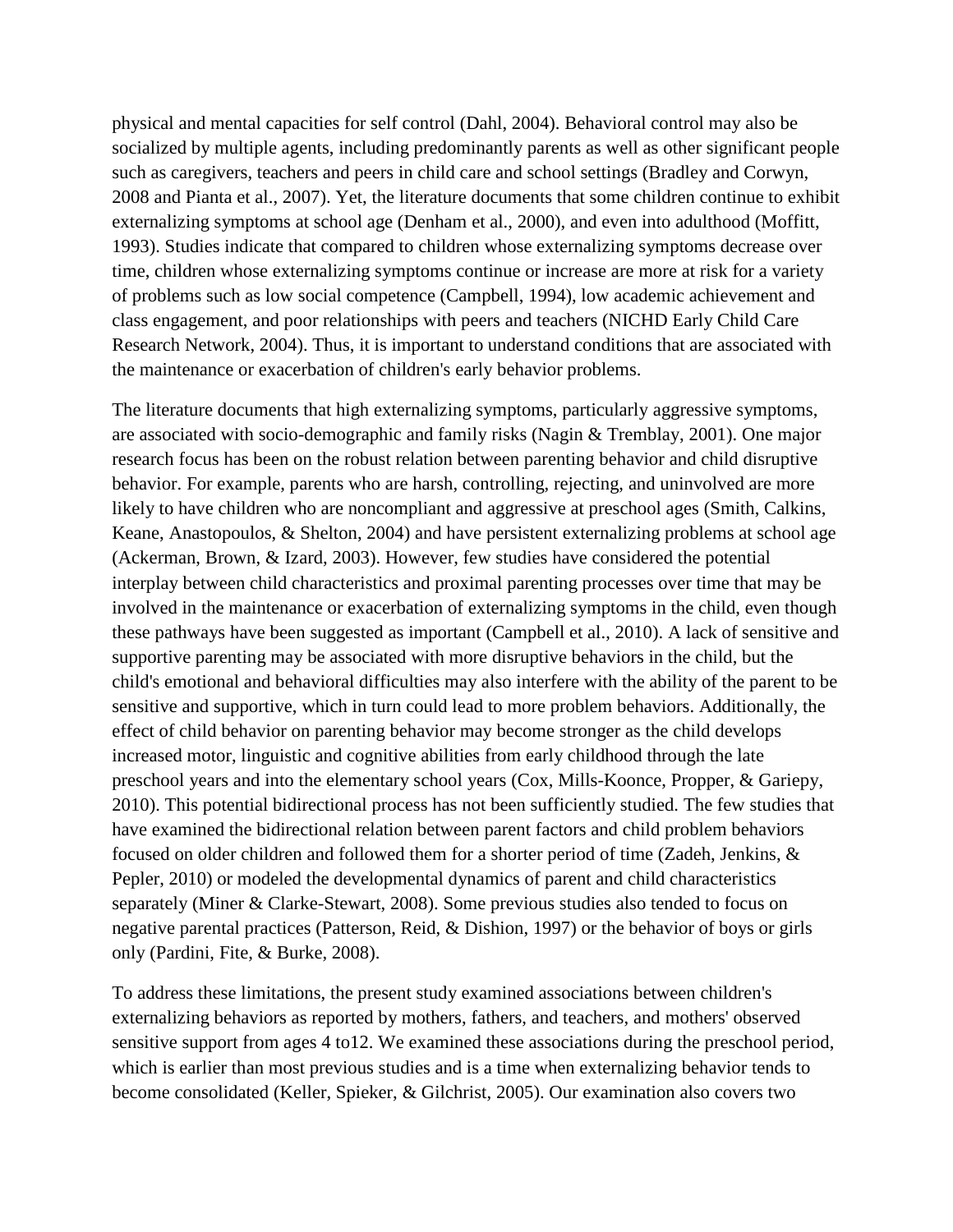physical and mental capacities for self control (Dahl, 2004). Behavioral control may also be socialized by multiple agents, including predominantly parents as well as other significant people such as caregivers, teachers and peers in child care and school settings (Bradley and Corwyn, 2008 and Pianta et al., 2007). Yet, the literature documents that some children continue to exhibit externalizing symptoms at school age (Denham et al., 2000), and even into adulthood (Moffitt, 1993). Studies indicate that compared to children whose externalizing symptoms decrease over time, children whose externalizing symptoms continue or increase are more at risk for a variety of problems such as low social competence (Campbell, 1994), low academic achievement and class engagement, and poor relationships with peers and teachers (NICHD Early Child Care Research Network, 2004). Thus, it is important to understand conditions that are associated with the maintenance or exacerbation of children's early behavior problems.

The literature documents that high externalizing symptoms, particularly aggressive symptoms, are associated with socio-demographic and family risks (Nagin & Tremblay, 2001). One major research focus has been on the robust relation between parenting behavior and child disruptive behavior. For example, parents who are harsh, controlling, rejecting, and uninvolved are more likely to have children who are noncompliant and aggressive at preschool ages (Smith, Calkins, Keane, Anastopoulos, & Shelton, 2004) and have persistent externalizing problems at school age (Ackerman, Brown, & Izard, 2003). However, few studies have considered the potential interplay between child characteristics and proximal parenting processes over time that may be involved in the maintenance or exacerbation of externalizing symptoms in the child, even though these pathways have been suggested as important (Campbell et al., 2010). A lack of sensitive and supportive parenting may be associated with more disruptive behaviors in the child, but the child's emotional and behavioral difficulties may also interfere with the ability of the parent to be sensitive and supportive, which in turn could lead to more problem behaviors. Additionally, the effect of child behavior on parenting behavior may become stronger as the child develops increased motor, linguistic and cognitive abilities from early childhood through the late preschool years and into the elementary school years (Cox, Mills-Koonce, Propper, & Gariepy, 2010). This potential bidirectional process has not been sufficiently studied. The few studies that have examined the bidirectional relation between parent factors and child problem behaviors focused on older children and followed them for a shorter period of time (Zadeh, Jenkins, & Pepler, 2010) or modeled the developmental dynamics of parent and child characteristics separately (Miner & Clarke-Stewart, 2008). Some previous studies also tended to focus on negative parental practices (Patterson, Reid, & Dishion, 1997) or the behavior of boys or girls only (Pardini, Fite, & Burke, 2008).

To address these limitations, the present study examined associations between children's externalizing behaviors as reported by mothers, fathers, and teachers, and mothers' observed sensitive support from ages 4 to12. We examined these associations during the preschool period, which is earlier than most previous studies and is a time when externalizing behavior tends to become consolidated (Keller, Spieker, & Gilchrist, 2005). Our examination also covers two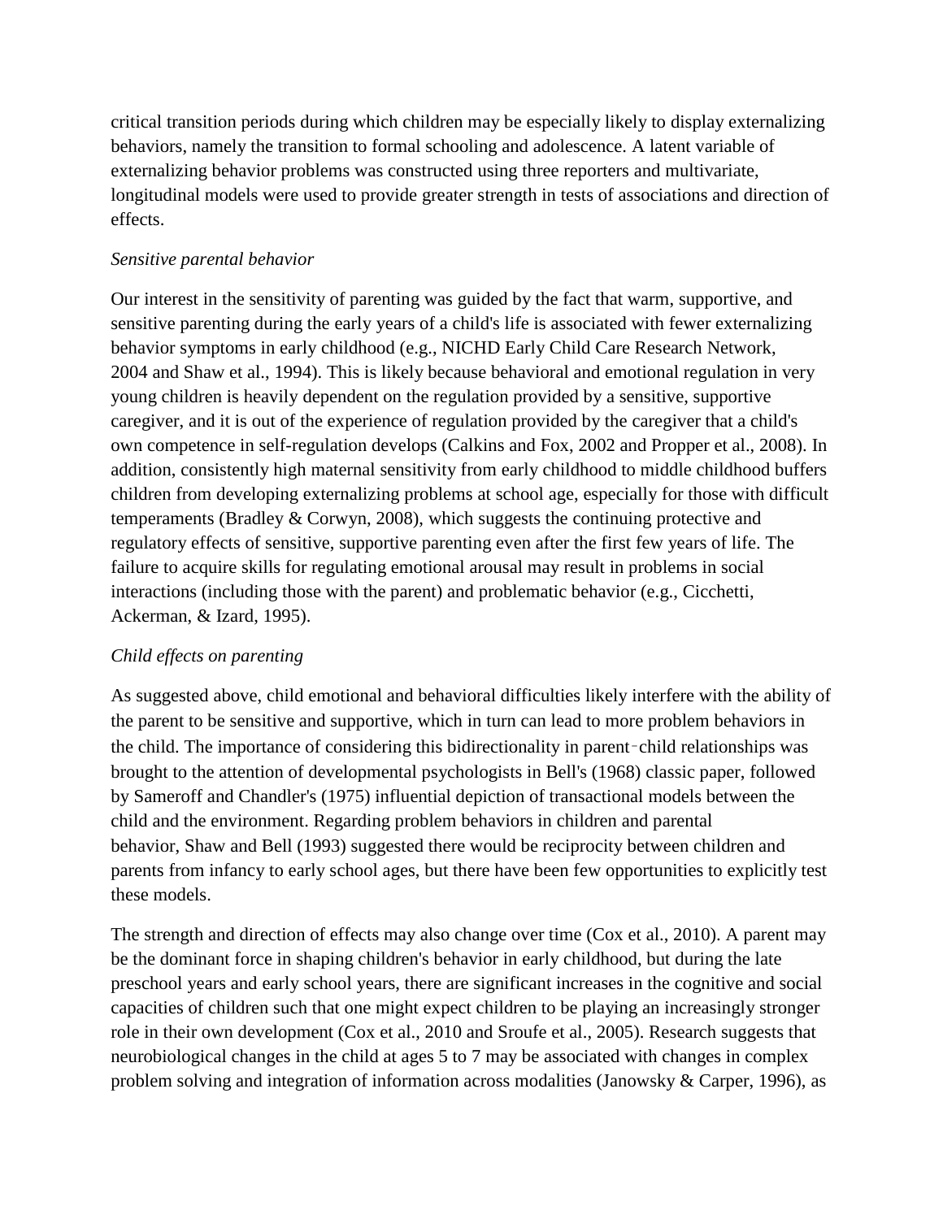critical transition periods during which children may be especially likely to display externalizing behaviors, namely the transition to formal schooling and adolescence. A latent variable of externalizing behavior problems was constructed using three reporters and multivariate, longitudinal models were used to provide greater strength in tests of associations and direction of effects.

*Sensitive parental behavior*

Our interest in the sensitivity of parenting was guided by the fact that warm, supportive, and sensitive parenting during the early years of a child's life is associated with fewer externalizing behavior symptoms in early childhood (e.g., NICHD Early Child Care Research Network, 2004 and Shaw et al., 1994). This is likely because behavioral and emotional regulation in very young children is heavily dependent on the regulation provided by a sensitive, supportive caregiver, and it is out of the experience of regulation provided by the caregiver that a child's own competence in self-regulation develops (Calkins and Fox, 2002 and Propper et al., 2008). In addition, consistently high maternal sensitivity from early childhood to middle childhood buffers children from developing externalizing problems at school age, especially for those with difficult temperaments (Bradley & Corwyn, 2008), which suggests the continuing protective and regulatory effects of sensitive, supportive parenting even after the first few years of life. The failure to acquire skills for regulating emotional arousal may result in problems in social interactions (including those with the parent) and problematic behavior (e.g., Cicchetti, Ackerman, & Izard, 1995).

*Child effects on parenting*

As suggested above, child emotional and behavioral difficulties likely interfere with the ability of the parent to be sensitive and supportive, which in turn can lead to more problem behaviors in the child. The importance of considering this bidirectionality in parent–child relationships was brought to the attention of developmental psychologists in Bell's (1968) classic paper, followed by Sameroff and Chandler's (1975) influential depiction of transactional models between the child and the environment. Regarding problem behaviors in children and parental behavior, Shaw and Bell (1993) suggested there would be reciprocity between children and parents from infancy to early school ages, but there have been few opportunities to explicitly test these models.

The strength and direction of effects may also change over time (Cox et al., 2010). A parent may be the dominant force in shaping children's behavior in early childhood, but during the late preschool years and early school years, there are significant increases in the cognitive and social capacities of children such that one might expect children to be playing an increasingly stronger role in their own development (Cox et al., 2010 and Sroufe et al., 2005). Research suggests that neurobiological changes in the child at ages 5 to 7 may be associated with changes in complex problem solving and integration of information across modalities (Janowsky & Carper, 1996), as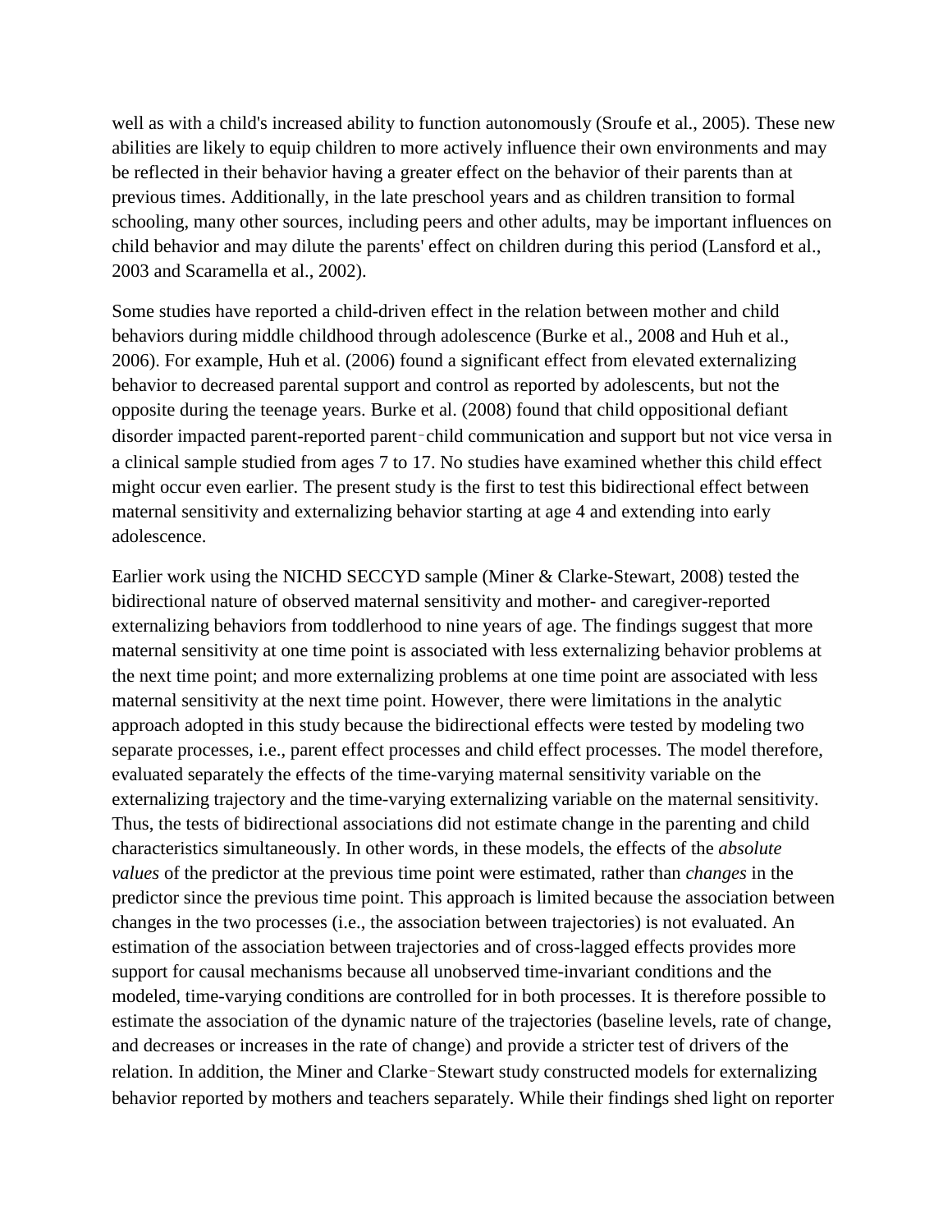well as with a child's increased ability to function autonomously (Sroufe et al., 2005). These new abilities are likely to equip children to more actively influence their own environments and may be reflected in their behavior having a greater effect on the behavior of their parents than at previous times. Additionally, in the late preschool years and as children transition to formal schooling, many other sources, including peers and other adults, may be important influences on child behavior and may dilute the parents' effect on children during this period (Lansford et al., 2003 and Scaramella et al., 2002).

Some studies have reported a child-driven effect in the relation between mother and child behaviors during middle childhood through adolescence (Burke et al., 2008 and Huh et al., 2006). For example, Huh et al. (2006) found a significant effect from elevated externalizing behavior to decreased parental support and control as reported by adolescents, but not the opposite during the teenage years. Burke et al. (2008) found that child oppositional defiant disorder impacted parent-reported parent–child communication and support but not vice versa in a clinical sample studied from ages 7 to 17. No studies have examined whether this child effect might occur even earlier. The present study is the first to test this bidirectional effect between maternal sensitivity and externalizing behavior starting at age 4 and extending into early adolescence.

Earlier work using the NICHD SECCYD sample (Miner & Clarke-Stewart, 2008) tested the bidirectional nature of observed maternal sensitivity and mother- and caregiver-reported externalizing behaviors from toddlerhood to nine years of age. The findings suggest that more maternal sensitivity at one time point is associated with less externalizing behavior problems at the next time point; and more externalizing problems at one time point are associated with less maternal sensitivity at the next time point. However, there were limitations in the analytic approach adopted in this study because the bidirectional effects were tested by modeling two separate processes, i.e., parent effect processes and child effect processes. The model therefore, evaluated separately the effects of the time-varying maternal sensitivity variable on the externalizing trajectory and the time-varying externalizing variable on the maternal sensitivity. Thus, the tests of bidirectional associations did not estimate change in the parenting and child characteristics simultaneously. In other words, in these models, the effects of the *absolute values* of the predictor at the previous time point were estimated, rather than *changes* in the predictor since the previous time point. This approach is limited because the association between changes in the two processes (i.e., the association between trajectories) is not evaluated. An estimation of the association between trajectories and of cross-lagged effects provides more support for causal mechanisms because all unobserved time-invariant conditions and the modeled, time-varying conditions are controlled for in both processes. It is therefore possible to estimate the association of the dynamic nature of the trajectories (baseline levels, rate of change, and decreases or increases in the rate of change) and provide a stricter test of drivers of the relation. In addition, the Miner and Clarke–Stewart study constructed models for externalizing behavior reported by mothers and teachers separately. While their findings shed light on reporter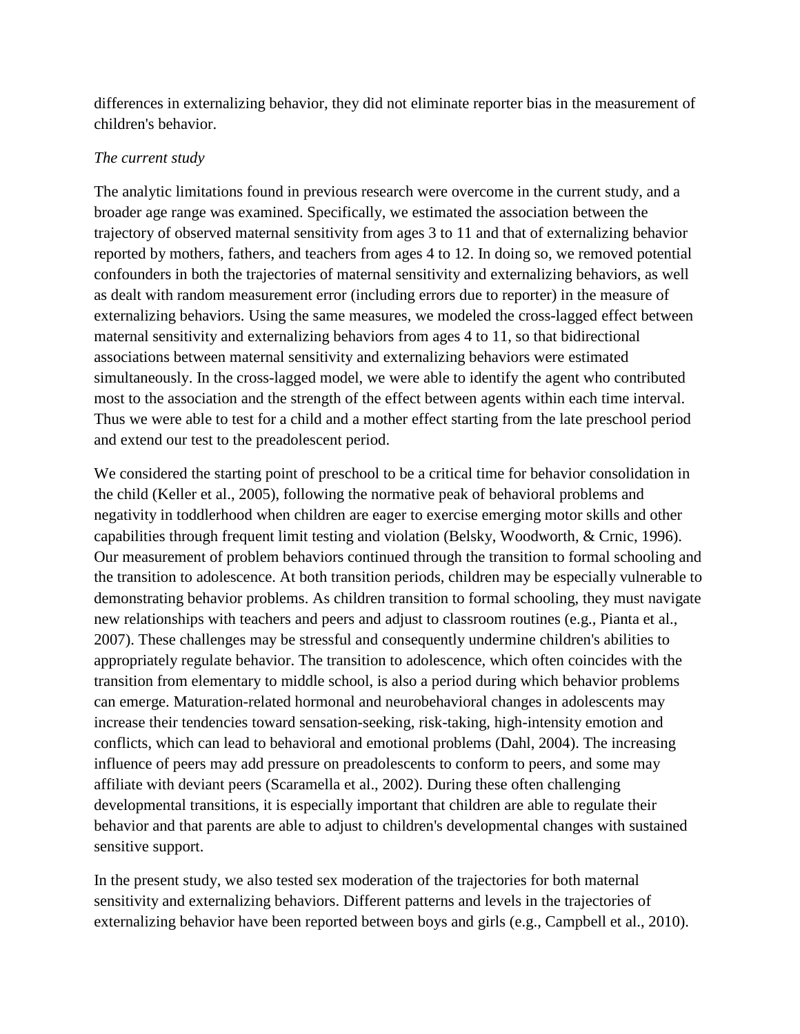differences in externalizing behavior, they did not eliminate reporter bias in the measurement of children's behavior.

### *The current study*

The analytic limitations found in previous research were overcome in the current study, and a broader age range was examined. Specifically, we estimated the association between the trajectory of observed maternal sensitivity from ages 3 to 11 and that of externalizing behavior reported by mothers, fathers, and teachers from ages 4 to 12. In doing so, we removed potential confounders in both the trajectories of maternal sensitivity and externalizing behaviors, as well as dealt with random measurement error (including errors due to reporter) in the measure of externalizing behaviors. Using the same measures, we modeled the cross-lagged effect between maternal sensitivity and externalizing behaviors from ages 4 to 11, so that bidirectional associations between maternal sensitivity and externalizing behaviors were estimated simultaneously. In the cross-lagged model, we were able to identify the agent who contributed most to the association and the strength of the effect between agents within each time interval. Thus we were able to test for a child and a mother effect starting from the late preschool period and extend our test to the preadolescent period.

We considered the starting point of preschool to be a critical time for behavior consolidation in the child (Keller et al., 2005), following the normative peak of behavioral problems and negativity in toddlerhood when children are eager to exercise emerging motor skills and other capabilities through frequent limit testing and violation (Belsky, Woodworth, & Crnic, 1996). Our measurement of problem behaviors continued through the transition to formal schooling and the transition to adolescence. At both transition periods, children may be especially vulnerable to demonstrating behavior problems. As children transition to formal schooling, they must navigate new relationships with teachers and peers and adjust to classroom routines (e.g., Pianta et al., 2007). These challenges may be stressful and consequently undermine children's abilities to appropriately regulate behavior. The transition to adolescence, which often coincides with the transition from elementary to middle school, is also a period during which behavior problems can emerge. Maturation-related hormonal and neurobehavioral changes in adolescents may increase their tendencies toward sensation-seeking, risk-taking, high-intensity emotion and conflicts, which can lead to behavioral and emotional problems (Dahl, 2004). The increasing influence of peers may add pressure on preadolescents to conform to peers, and some may affiliate with deviant peers (Scaramella et al., 2002). During these often challenging developmental transitions, it is especially important that children are able to regulate their behavior and that parents are able to adjust to children's developmental changes with sustained sensitive support.

In the present study, we also tested sex moderation of the trajectories for both maternal sensitivity and externalizing behaviors. Different patterns and levels in the trajectories of externalizing behavior have been reported between boys and girls (e.g., Campbell et al., 2010).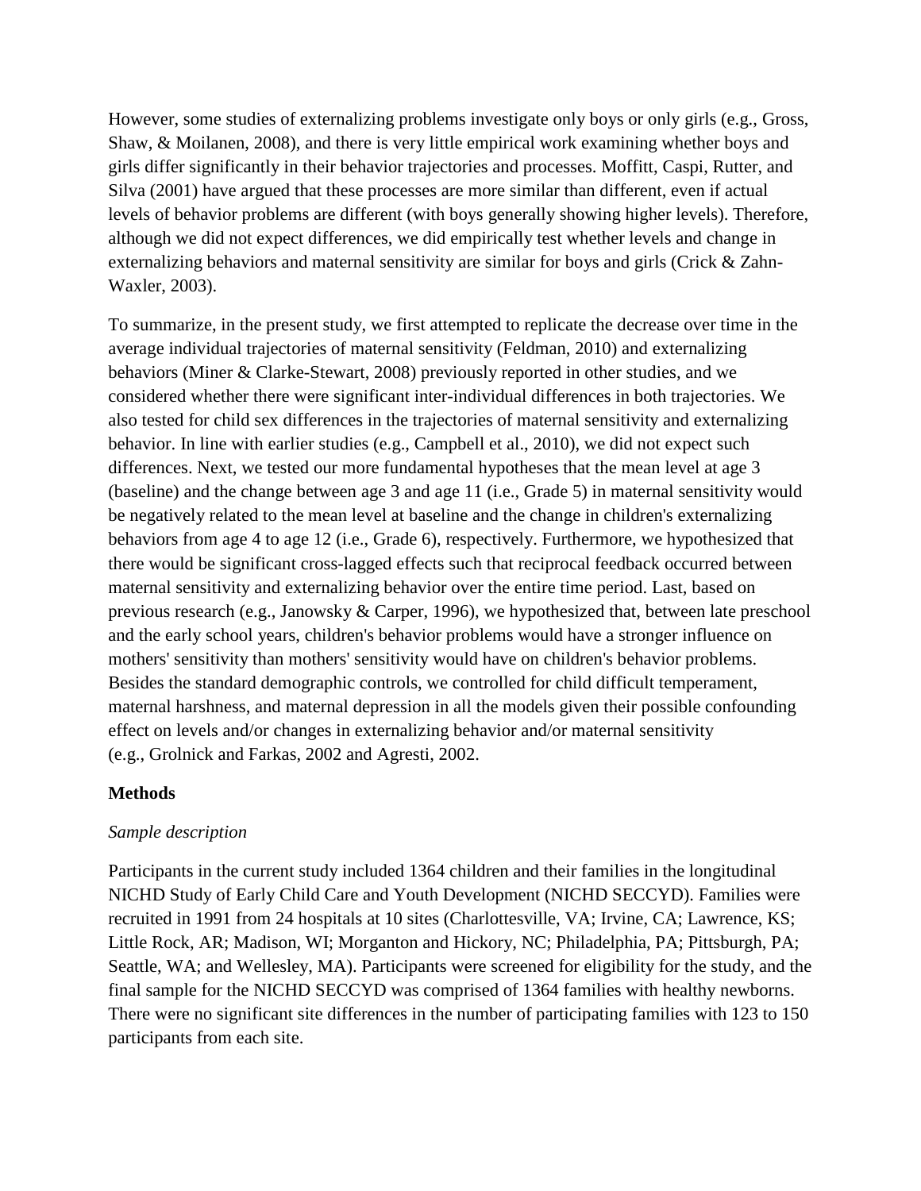However, some studies of externalizing problems investigate only boys or only girls (e.g., Gross, Shaw, & Moilanen, 2008), and there is very little empirical work examining whether boys and girls differ significantly in their behavior trajectories and processes. Moffitt, Caspi, Rutter, and Silva (2001) have argued that these processes are more similar than different, even if actual levels of behavior problems are different (with boys generally showing higher levels). Therefore, although we did not expect differences, we did empirically test whether levels and change in externalizing behaviors and maternal sensitivity are similar for boys and girls (Crick & Zahn-Waxler, 2003).

To summarize, in the present study, we first attempted to replicate the decrease over time in the average individual trajectories of maternal sensitivity (Feldman, 2010) and externalizing behaviors (Miner & Clarke-Stewart, 2008) previously reported in other studies, and we considered whether there were significant inter-individual differences in both trajectories. We also tested for child sex differences in the trajectories of maternal sensitivity and externalizing behavior. In line with earlier studies (e.g., Campbell et al., 2010), we did not expect such differences. Next, we tested our more fundamental hypotheses that the mean level at age 3 (baseline) and the change between age 3 and age 11 (i.e., Grade 5) in maternal sensitivity would be negatively related to the mean level at baseline and the change in children's externalizing behaviors from age 4 to age 12 (i.e., Grade 6), respectively. Furthermore, we hypothesized that there would be significant cross-lagged effects such that reciprocal feedback occurred between maternal sensitivity and externalizing behavior over the entire time period. Last, based on previous research (e.g., Janowsky & Carper, 1996), we hypothesized that, between late preschool and the early school years, children's behavior problems would have a stronger influence on mothers' sensitivity than mothers' sensitivity would have on children's behavior problems. Besides the standard demographic controls, we controlled for child difficult temperament, maternal harshness, and maternal depression in all the models given their possible confounding effect on levels and/or changes in externalizing behavior and/or maternal sensitivity (e.g., Grolnick and Farkas, 2002 and Agresti, 2002.

## Methods

### *Sample description*

Participants in the current study included 1364 children and their families in the longitudinal NICHD Study of Early Child Care and Youth Development (NICHD SECCYD). Families were recruited in 1991 from 24 hospitals at 10 sites (Charlottesville, VA; Irvine, CA; Lawrence, KS; Little Rock, AR; Madison, WI; Morganton and Hickory, NC; Philadelphia, PA; Pittsburgh, PA; Seattle, WA; and Wellesley, MA). Participants were screened for eligibility for the study, and the final sample for the NICHD SECCYD was comprised of 1364 families with healthy newborns. There were no significant site differences in the number of participating families with 123 to 150 participants from each site.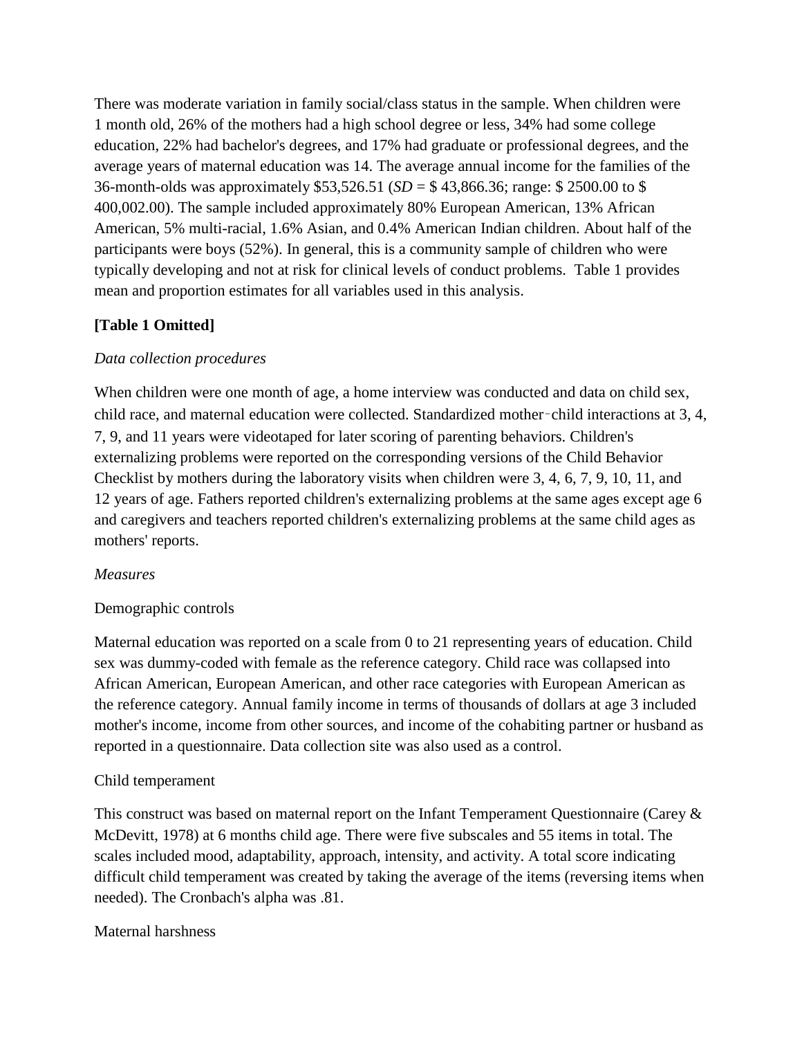There was moderate variation in family social/class status in the sample. When children were 1 month old, 26% of the mothers had a high school degree or less, 34% had some college education, 22% had bachelor's degrees, and 17% had graduate or professional degrees, and the average years of maternal education was 14. The average annual income for the families of the 36-month-olds was approximately $53,526.51 (*SD* = $ 43,866.36; range: $ 2500.00 to $ 400,002.00). The sample included approximately 80% European American, 13% African American, 5% multi-racial, 1.6% Asian, and 0.4% American Indian children. About half of the participants were boys (52%). In general, this is a community sample of children who were typically developing and not at risk for clinical levels of conduct problems. Table 1 provides mean and proportion estimates for all variables used in this analysis.

**[Table 1 Omitted]**

*Data collection procedures*

When children were one month of age, a home interview was conducted and data on child sex, child race, and maternal education were collected. Standardized mother–child interactions at 3, 4, 7, 9, and 11 years were videotaped for later scoring of parenting behaviors. Children's externalizing problems were reported on the corresponding versions of the Child Behavior Checklist by mothers during the laboratory visits when children were 3, 4, 6, 7, 9, 10, 11, and 12 years of age. Fathers reported children's externalizing problems at the same ages except age 6 and caregivers and teachers reported children's externalizing problems at the same child ages as mothers' reports.

*Measures*

Demographic controls

Maternal education was reported on a scale from 0 to 21 representing years of education. Child sex was dummy-coded with female as the reference category. Child race was collapsed into African American, European American, and other race categories with European American as the reference category. Annual family income in terms of thousands of dollars at age 3 included mother's income, income from other sources, and income of the cohabiting partner or husband as reported in a questionnaire. Data collection site was also used as a control.

Child temperament

This construct was based on maternal report on the Infant Temperament Questionnaire (Carey & McDevitt, 1978) at 6 months child age. There were five subscales and 55 items in total. The scales included mood, adaptability, approach, intensity, and activity. A total score indicating difficult child temperament was created by taking the average of the items (reversing items when needed). The Cronbach's alpha was .81.

Maternal harshness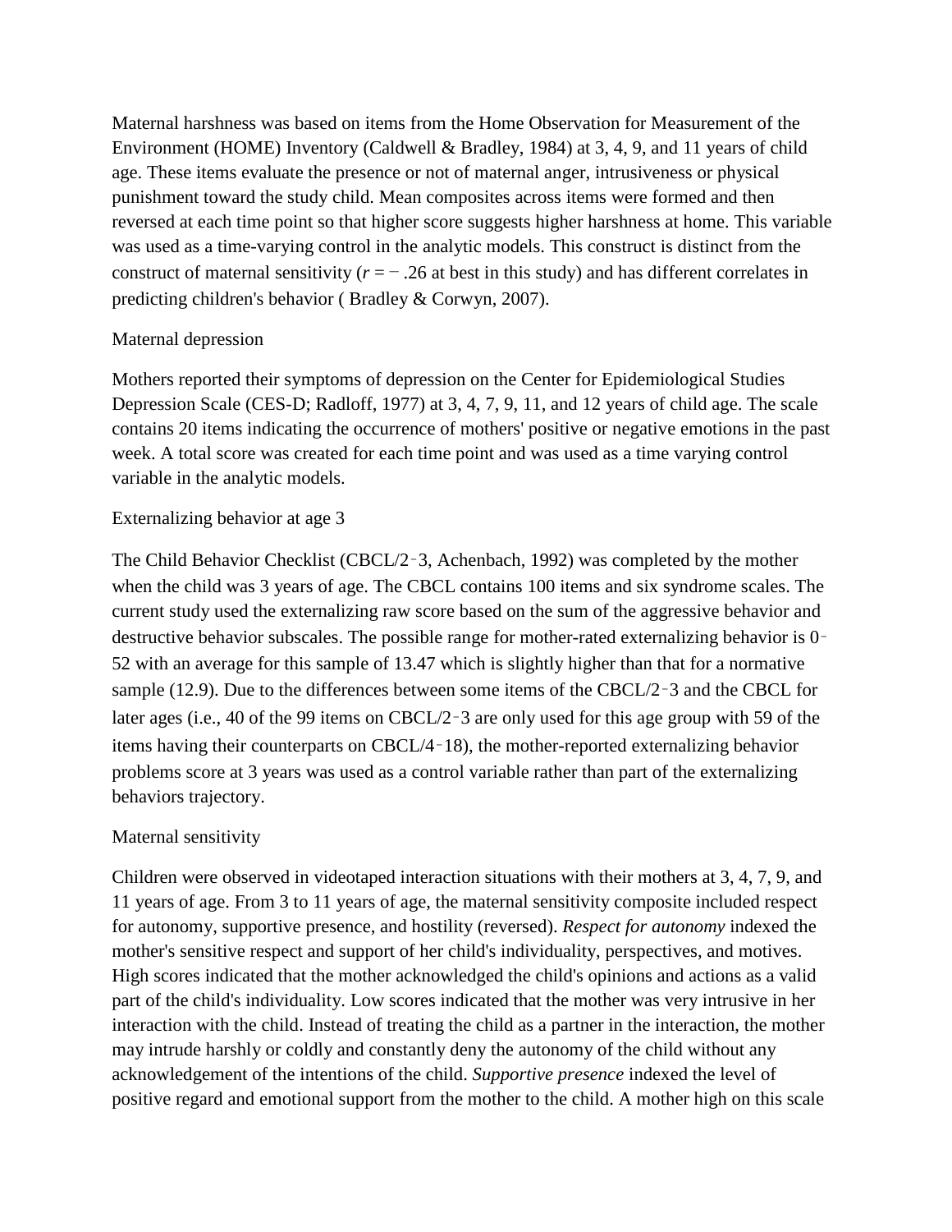Maternal harshness was based on items from the Home Observation for Measurement of the Environment (HOME) Inventory (Caldwell & Bradley, 1984) at 3, 4, 9, and 11 years of child age. These items evaluate the presence or not of maternal anger, intrusiveness or physical punishment toward the study child. Mean composites across items were formed and then reversed at each time point so that higher score suggests higher harshness at home. This variable was used as a time-varying control in the analytic models. This construct is distinct from the construct of maternal sensitivity ($r = -.26$ at best in this study) and has different correlates in predicting children's behavior ( Bradley & Corwyn, 2007).

### Maternal depression

Mothers reported their symptoms of depression on the Center for Epidemiological Studies Depression Scale (CES-D; Radloff, 1977) at 3, 4, 7, 9, 11, and 12 years of child age. The scale contains 20 items indicating the occurrence of mothers' positive or negative emotions in the past week. A total score was created for each time point and was used as a time varying control variable in the analytic models.

### Externalizing behavior at age 3

The Child Behavior Checklist (CBCL/2–3, Achenbach, 1992) was completed by the mother when the child was 3 years of age. The CBCL contains 100 items and six syndrome scales. The current study used the externalizing raw score based on the sum of the aggressive behavior and destructive behavior subscales. The possible range for mother-rated externalizing behavior is 0–52 with an average for this sample of 13.47 which is slightly higher than that for a normative sample (12.9). Due to the differences between some items of the CBCL/2–3 and the CBCL for later ages (i.e., 40 of the 99 items on CBCL/2–3 are only used for this age group with 59 of the items having their counterparts on CBCL/4–18), the mother-reported externalizing behavior problems score at 3 years was used as a control variable rather than part of the externalizing behaviors trajectory.

### Maternal sensitivity

Children were observed in videotaped interaction situations with their mothers at 3, 4, 7, 9, and 11 years of age. From 3 to 11 years of age, the maternal sensitivity composite included respect for autonomy, supportive presence, and hostility (reversed). *Respect for autonomy* indexed the mother's sensitive respect and support of her child's individuality, perspectives, and motives. High scores indicated that the mother acknowledged the child's opinions and actions as a valid part of the child's individuality. Low scores indicated that the mother was very intrusive in her interaction with the child. Instead of treating the child as a partner in the interaction, the mother may intrude harshly or coldly and constantly deny the autonomy of the child without any acknowledgement of the intentions of the child. *Supportive presence* indexed the level of positive regard and emotional support from the mother to the child. A mother high on this scale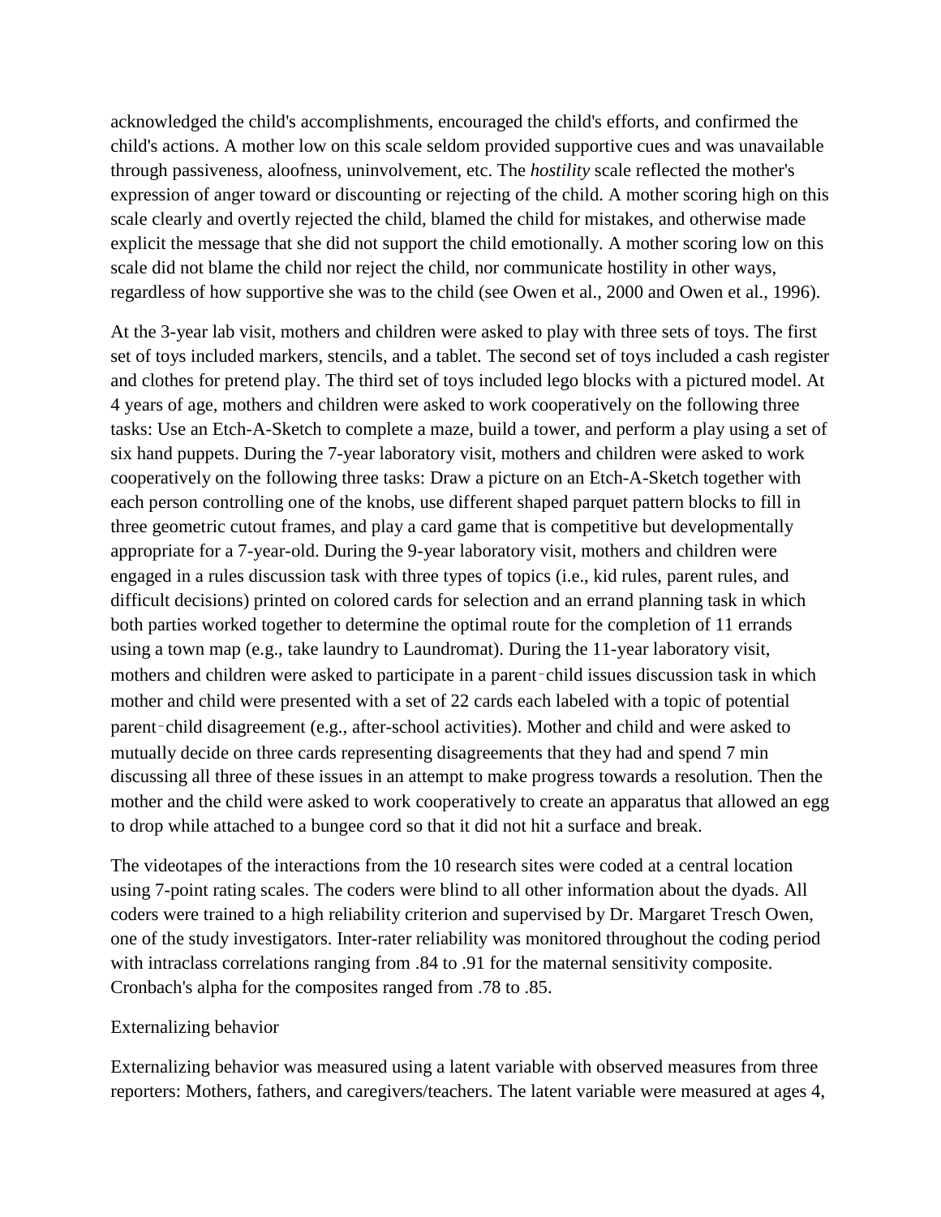acknowledged the child's accomplishments, encouraged the child's efforts, and confirmed the child's actions. A mother low on this scale seldom provided supportive cues and was unavailable through passiveness, aloofness, uninvolvement, etc. The *hostility* scale reflected the mother's expression of anger toward or discounting or rejecting of the child. A mother scoring high on this scale clearly and overtly rejected the child, blamed the child for mistakes, and otherwise made explicit the message that she did not support the child emotionally. A mother scoring low on this scale did not blame the child nor reject the child, nor communicate hostility in other ways, regardless of how supportive she was to the child (see Owen et al., 2000 and Owen et al., 1996).

At the 3-year lab visit, mothers and children were asked to play with three sets of toys. The first set of toys included markers, stencils, and a tablet. The second set of toys included a cash register and clothes for pretend play. The third set of toys included lego blocks with a pictured model. At 4 years of age, mothers and children were asked to work cooperatively on the following three tasks: Use an Etch-A-Sketch to complete a maze, build a tower, and perform a play using a set of six hand puppets. During the 7-year laboratory visit, mothers and children were asked to work cooperatively on the following three tasks: Draw a picture on an Etch-A-Sketch together with each person controlling one of the knobs, use different shaped parquet pattern blocks to fill in three geometric cutout frames, and play a card game that is competitive but developmentally appropriate for a 7-year-old. During the 9-year laboratory visit, mothers and children were engaged in a rules discussion task with three types of topics (i.e., kid rules, parent rules, and difficult decisions) printed on colored cards for selection and an errand planning task in which both parties worked together to determine the optimal route for the completion of 11 errands using a town map (e.g., take laundry to Laundromat). During the 11-year laboratory visit, mothers and children were asked to participate in a parent‑child issues discussion task in which mother and child were presented with a set of 22 cards each labeled with a topic of potential parent‑child disagreement (e.g., after-school activities). Mother and child and were asked to mutually decide on three cards representing disagreements that they had and spend 7 min discussing all three of these issues in an attempt to make progress towards a resolution. Then the mother and the child were asked to work cooperatively to create an apparatus that allowed an egg to drop while attached to a bungee cord so that it did not hit a surface and break.

The videotapes of the interactions from the 10 research sites were coded at a central location using 7-point rating scales. The coders were blind to all other information about the dyads. All coders were trained to a high reliability criterion and supervised by Dr. Margaret Tresch Owen, one of the study investigators. Inter-rater reliability was monitored throughout the coding period with intraclass correlations ranging from .84 to .91 for the maternal sensitivity composite. Cronbach's alpha for the composites ranged from .78 to .85.

Externalizing behavior

Externalizing behavior was measured using a latent variable with observed measures from three reporters: Mothers, fathers, and caregivers/teachers. The latent variable were measured at ages 4,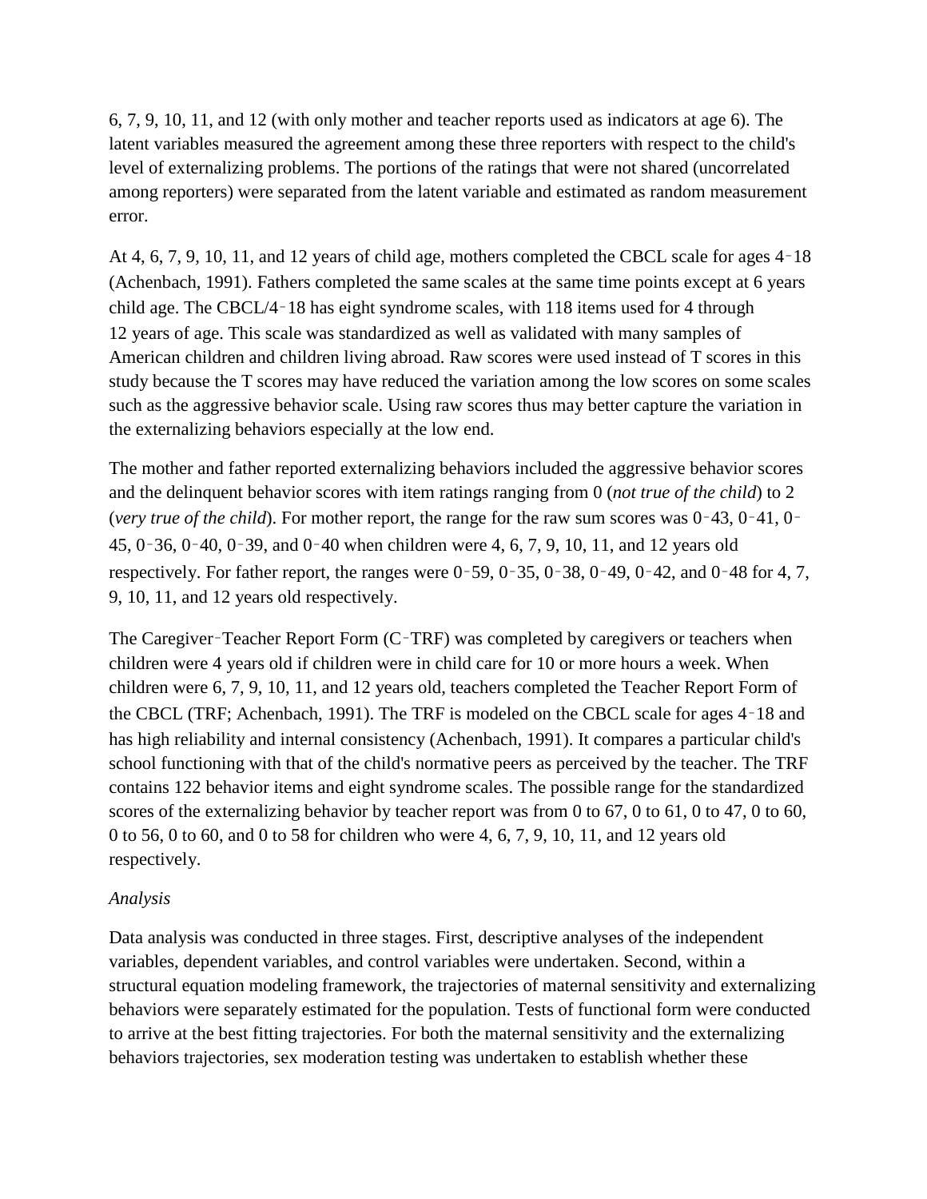6, 7, 9, 10, 11, and 12 (with only mother and teacher reports used as indicators at age 6). The latent variables measured the agreement among these three reporters with respect to the child's level of externalizing problems. The portions of the ratings that were not shared (uncorrelated among reporters) were separated from the latent variable and estimated as random measurement error.

At 4, 6, 7, 9, 10, 11, and 12 years of child age, mothers completed the CBCL scale for ages 4–18 (Achenbach, 1991). Fathers completed the same scales at the same time points except at 6 years child age. The CBCL/4–18 has eight syndrome scales, with 118 items used for 4 through 12 years of age. This scale was standardized as well as validated with many samples of American children and children living abroad. Raw scores were used instead of T scores in this study because the T scores may have reduced the variation among the low scores on some scales such as the aggressive behavior scale. Using raw scores thus may better capture the variation in the externalizing behaviors especially at the low end.

The mother and father reported externalizing behaviors included the aggressive behavior scores and the delinquent behavior scores with item ratings ranging from 0 (*not true of the child*) to 2 (*very true of the child*). For mother report, the range for the raw sum scores was 0–43, 0–41, 0–45, 0–36, 0–40, 0–39, and 0–40 when children were 4, 6, 7, 9, 10, 11, and 12 years old respectively. For father report, the ranges were 0–59, 0–35, 0–38, 0–49, 0–42, and 0–48 for 4, 7, 9, 10, 11, and 12 years old respectively.

The Caregiver–Teacher Report Form (C–TRF) was completed by caregivers or teachers when children were 4 years old if children were in child care for 10 or more hours a week. When children were 6, 7, 9, 10, 11, and 12 years old, teachers completed the Teacher Report Form of the CBCL (TRF; Achenbach, 1991). The TRF is modeled on the CBCL scale for ages 4–18 and has high reliability and internal consistency (Achenbach, 1991). It compares a particular child's school functioning with that of the child's normative peers as perceived by the teacher. The TRF contains 122 behavior items and eight syndrome scales. The possible range for the standardized scores of the externalizing behavior by teacher report was from 0 to 67, 0 to 61, 0 to 47, 0 to 60, 0 to 56, 0 to 60, and 0 to 58 for children who were 4, 6, 7, 9, 10, 11, and 12 years old respectively.

*Analysis*

Data analysis was conducted in three stages. First, descriptive analyses of the independent variables, dependent variables, and control variables were undertaken. Second, within a structural equation modeling framework, the trajectories of maternal sensitivity and externalizing behaviors were separately estimated for the population. Tests of functional form were conducted to arrive at the best fitting trajectories. For both the maternal sensitivity and the externalizing behaviors trajectories, sex moderation testing was undertaken to establish whether these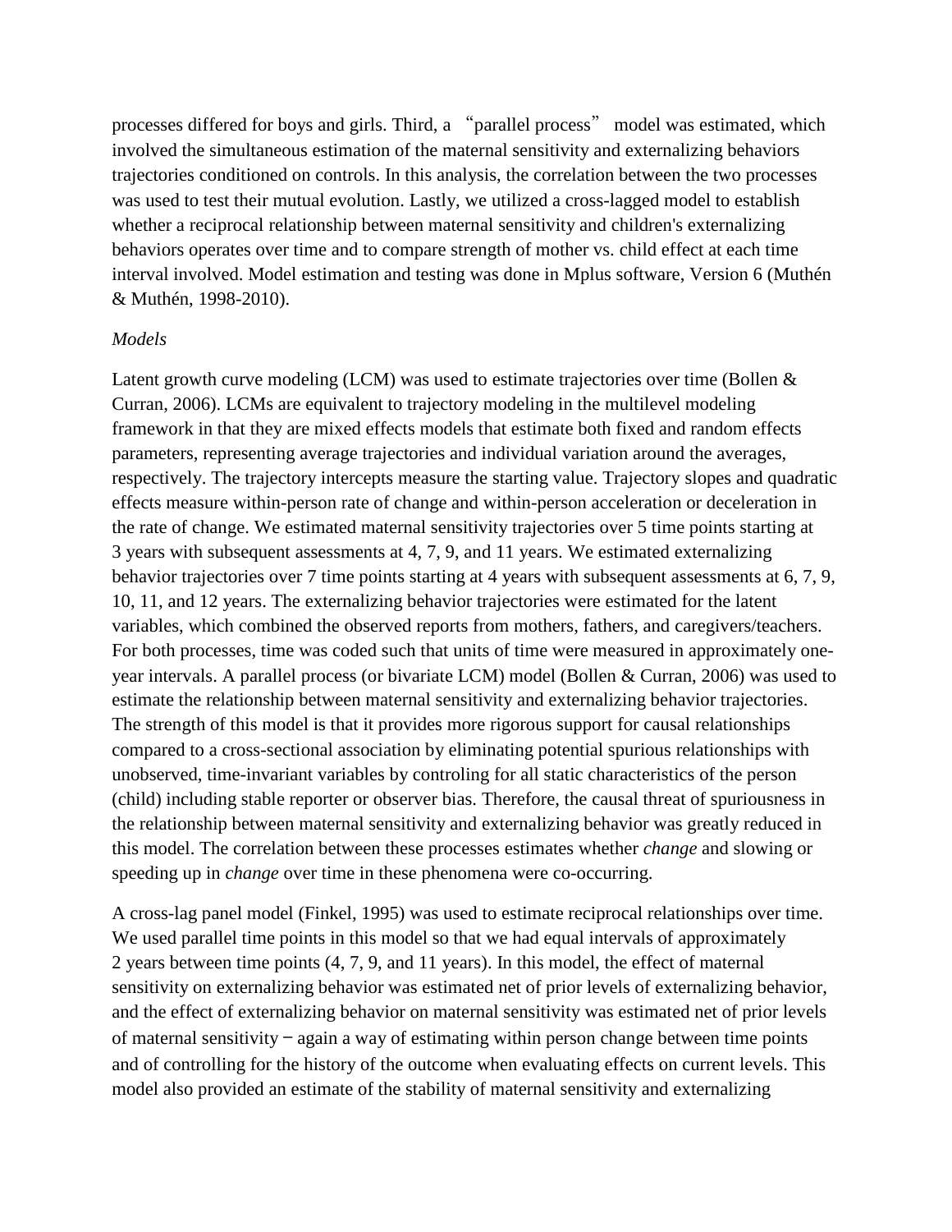processes differed for boys and girls. Third, a "parallel process" model was estimated, which involved the simultaneous estimation of the maternal sensitivity and externalizing behaviors trajectories conditioned on controls. In this analysis, the correlation between the two processes was used to test their mutual evolution. Lastly, we utilized a cross-lagged model to establish whether a reciprocal relationship between maternal sensitivity and children's externalizing behaviors operates over time and to compare strength of mother vs. child effect at each time interval involved. Model estimation and testing was done in Mplus software, Version 6 (Muthén & Muthén, 1998-2010).

*Models*

Latent growth curve modeling (LCM) was used to estimate trajectories over time (Bollen & Curran, 2006). LCMs are equivalent to trajectory modeling in the multilevel modeling framework in that they are mixed effects models that estimate both fixed and random effects parameters, representing average trajectories and individual variation around the averages, respectively. The trajectory intercepts measure the starting value. Trajectory slopes and quadratic effects measure within-person rate of change and within-person acceleration or deceleration in the rate of change. We estimated maternal sensitivity trajectories over 5 time points starting at 3 years with subsequent assessments at 4, 7, 9, and 11 years. We estimated externalizing behavior trajectories over 7 time points starting at 4 years with subsequent assessments at 6, 7, 9, 10, 11, and 12 years. The externalizing behavior trajectories were estimated for the latent variables, which combined the observed reports from mothers, fathers, and caregivers/teachers. For both processes, time was coded such that units of time were measured in approximately one-year intervals. A parallel process (or bivariate LCM) model (Bollen & Curran, 2006) was used to estimate the relationship between maternal sensitivity and externalizing behavior trajectories. The strength of this model is that it provides more rigorous support for causal relationships compared to a cross-sectional association by eliminating potential spurious relationships with unobserved, time-invariant variables by controling for all static characteristics of the person (child) including stable reporter or observer bias. Therefore, the causal threat of spuriousness in the relationship between maternal sensitivity and externalizing behavior was greatly reduced in this model. The correlation between these processes estimates whether *change* and slowing or speeding up in *change* over time in these phenomena were co-occurring.

A cross-lag panel model (Finkel, 1995) was used to estimate reciprocal relationships over time. We used parallel time points in this model so that we had equal intervals of approximately 2 years between time points (4, 7, 9, and 11 years). In this model, the effect of maternal sensitivity on externalizing behavior was estimated net of prior levels of externalizing behavior, and the effect of externalizing behavior on maternal sensitivity was estimated net of prior levels of maternal sensitivity − again a way of estimating within person change between time points and of controlling for the history of the outcome when evaluating effects on current levels. This model also provided an estimate of the stability of maternal sensitivity and externalizing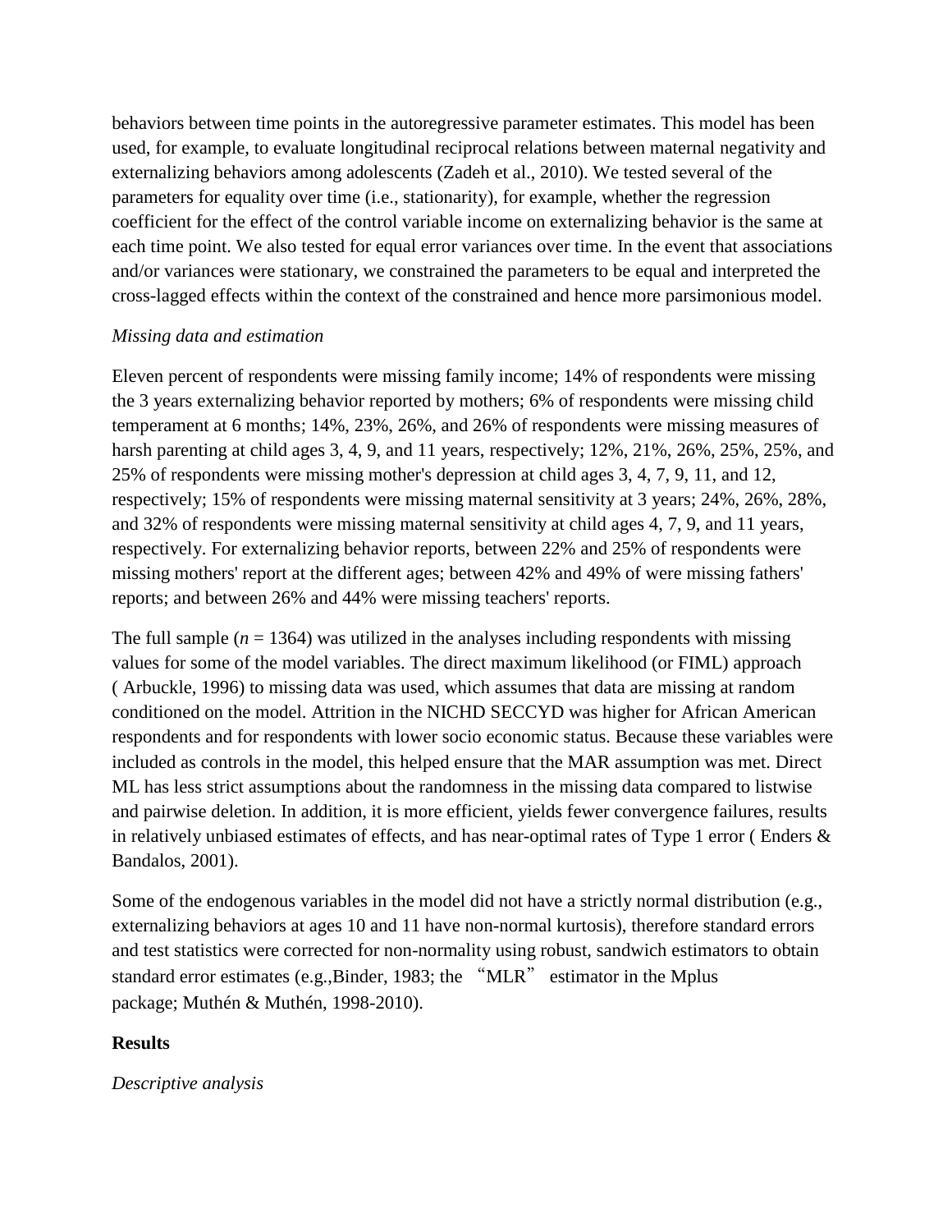behaviors between time points in the autoregressive parameter estimates. This model has been used, for example, to evaluate longitudinal reciprocal relations between maternal negativity and externalizing behaviors among adolescents (Zadeh et al., 2010). We tested several of the parameters for equality over time (i.e., stationarity), for example, whether the regression coefficient for the effect of the control variable income on externalizing behavior is the same at each time point. We also tested for equal error variances over time. In the event that associations and/or variances were stationary, we constrained the parameters to be equal and interpreted the cross-lagged effects within the context of the constrained and hence more parsimonious model.

*Missing data and estimation*

Eleven percent of respondents were missing family income; 14% of respondents were missing the 3 years externalizing behavior reported by mothers; 6% of respondents were missing child temperament at 6 months; 14%, 23%, 26%, and 26% of respondents were missing measures of harsh parenting at child ages 3, 4, 9, and 11 years, respectively; 12%, 21%, 26%, 25%, 25%, and 25% of respondents were missing mother's depression at child ages 3, 4, 7, 9, 11, and 12, respectively; 15% of respondents were missing maternal sensitivity at 3 years; 24%, 26%, 28%, and 32% of respondents were missing maternal sensitivity at child ages 4, 7, 9, and 11 years, respectively. For externalizing behavior reports, between 22% and 25% of respondents were missing mothers' report at the different ages; between 42% and 49% of were missing fathers' reports; and between 26% and 44% were missing teachers' reports.

The full sample ($n$ = 1364) was utilized in the analyses including respondents with missing values for some of the model variables. The direct maximum likelihood (or FIML) approach ( Arbuckle, 1996) to missing data was used, which assumes that data are missing at random conditioned on the model. Attrition in the NICHD SECCYD was higher for African American respondents and for respondents with lower socio economic status. Because these variables were included as controls in the model, this helped ensure that the MAR assumption was met. Direct ML has less strict assumptions about the randomness in the missing data compared to listwise and pairwise deletion. In addition, it is more efficient, yields fewer convergence failures, results in relatively unbiased estimates of effects, and has near-optimal rates of Type 1 error ( Enders & Bandalos, 2001).

Some of the endogenous variables in the model did not have a strictly normal distribution (e.g., externalizing behaviors at ages 10 and 11 have non-normal kurtosis), therefore standard errors and test statistics were corrected for non-normality using robust, sandwich estimators to obtain standard error estimates (e.g.,Binder, 1983; the “MLR” estimator in the Mplus package; Muthén & Muthén, 1998-2010).

**Results**

*Descriptive analysis*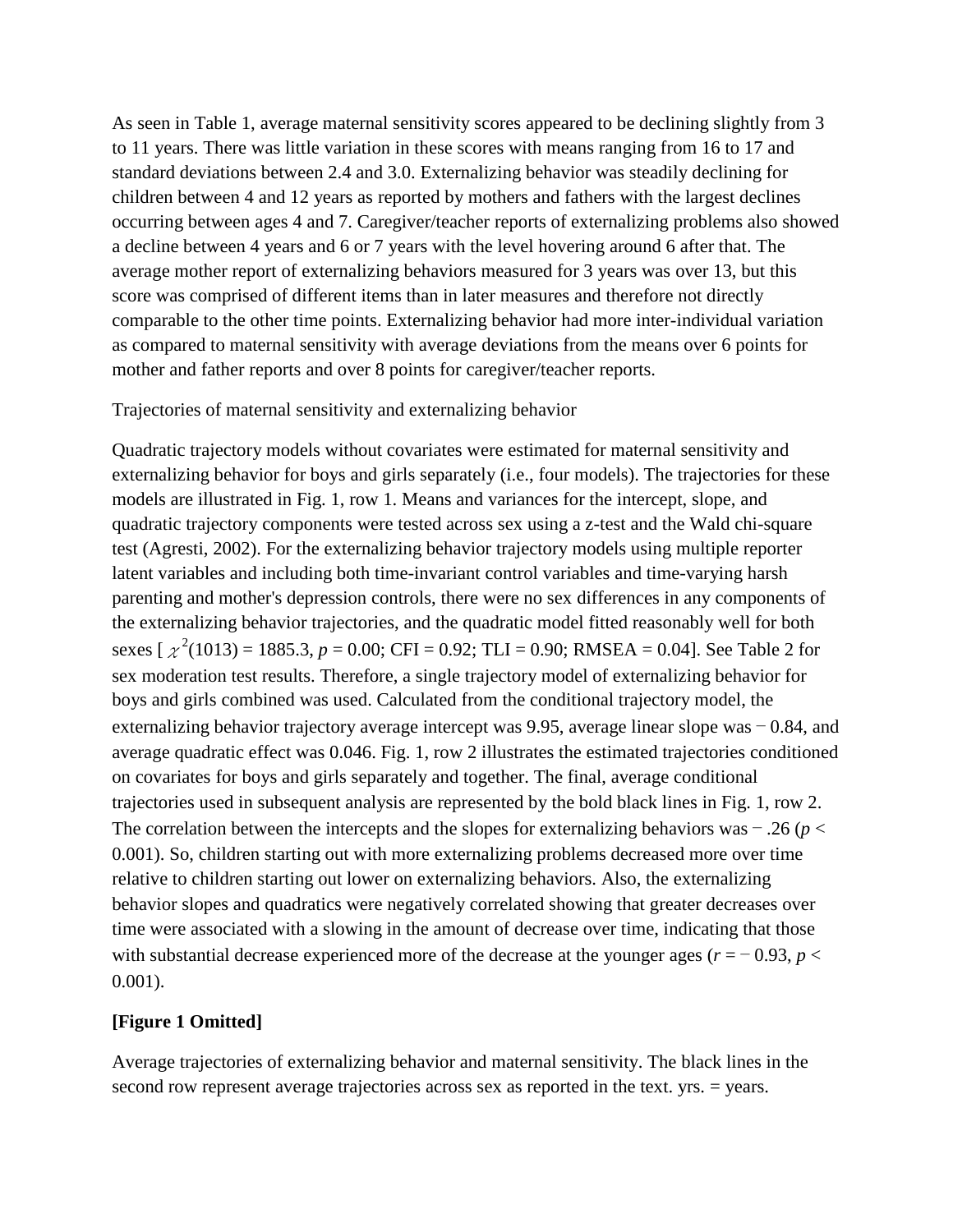As seen in Table 1, average maternal sensitivity scores appeared to be declining slightly from 3 to 11 years. There was little variation in these scores with means ranging from 16 to 17 and standard deviations between 2.4 and 3.0. Externalizing behavior was steadily declining for children between 4 and 12 years as reported by mothers and fathers with the largest declines occurring between ages 4 and 7. Caregiver/teacher reports of externalizing problems also showed a decline between 4 years and 6 or 7 years with the level hovering around 6 after that. The average mother report of externalizing behaviors measured for 3 years was over 13, but this score was comprised of different items than in later measures and therefore not directly comparable to the other time points. Externalizing behavior had more inter-individual variation as compared to maternal sensitivity with average deviations from the means over 6 points for mother and father reports and over 8 points for caregiver/teacher reports.

Trajectories of maternal sensitivity and externalizing behavior

Quadratic trajectory models without covariates were estimated for maternal sensitivity and externalizing behavior for boys and girls separately (i.e., four models). The trajectories for these models are illustrated in Fig. 1, row 1. Means and variances for the intercept, slope, and quadratic trajectory components were tested across sex using a z-test and the Wald chi-square test (Agresti, 2002). For the externalizing behavior trajectory models using multiple reporter latent variables and including both time-invariant control variables and time-varying harsh parenting and mother's depression controls, there were no sex differences in any components of the externalizing behavior trajectories, and the quadratic model fitted reasonably well for both sexes [ $\chi^2(1013) = 1885.3$, $p = 0.00$; CFI = 0.92; TLI = 0.90; RMSEA = 0.04]. See Table 2 for sex moderation test results. Therefore, a single trajectory model of externalizing behavior for boys and girls combined was used. Calculated from the conditional trajectory model, the externalizing behavior trajectory average intercept was 9.95, average linear slope was − 0.84, and average quadratic effect was 0.046. Fig. 1, row 2 illustrates the estimated trajectories conditioned on covariates for boys and girls separately and together. The final, average conditional trajectories used in subsequent analysis are represented by the bold black lines in Fig. 1, row 2. The correlation between the intercepts and the slopes for externalizing behaviors was − .26 ($p <$ 0.001). So, children starting out with more externalizing problems decreased more over time relative to children starting out lower on externalizing behaviors. Also, the externalizing behavior slopes and quadratics were negatively correlated showing that greater decreases over time were associated with a slowing in the amount of decrease over time, indicating that those with substantial decrease experienced more of the decrease at the younger ages ($r = -0.93$, $p <$ 0.001).

**[Figure 1 Omitted]**

Average trajectories of externalizing behavior and maternal sensitivity. The black lines in the second row represent average trajectories across sex as reported in the text. yrs. = years.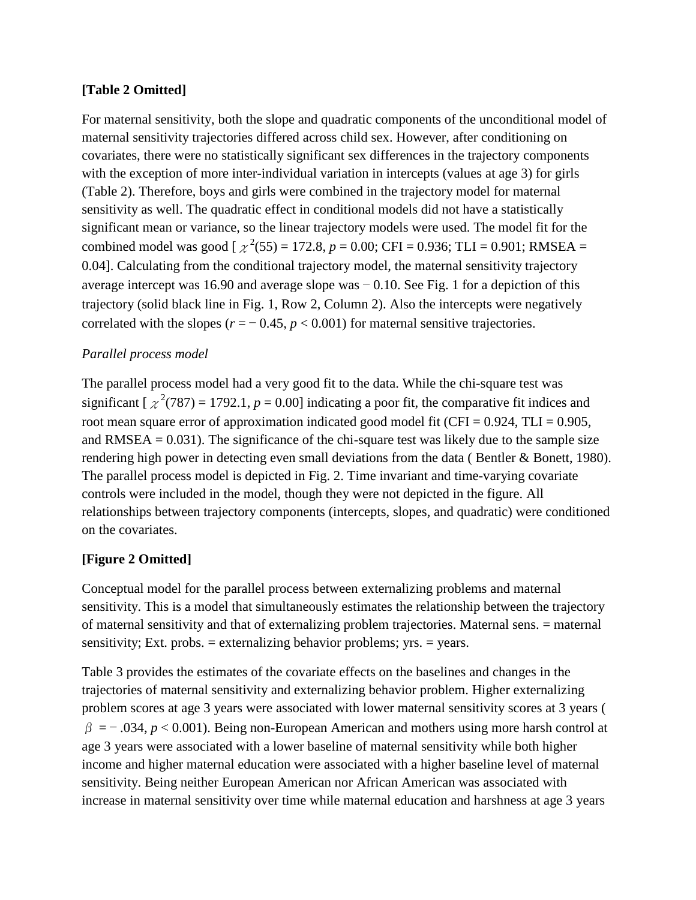**[Table 2 Omitted]**

For maternal sensitivity, both the slope and quadratic components of the unconditional model of maternal sensitivity trajectories differed across child sex. However, after conditioning on covariates, there were no statistically significant sex differences in the trajectory components with the exception of more inter-individual variation in intercepts (values at age 3) for girls (Table 2). Therefore, boys and girls were combined in the trajectory model for maternal sensitivity as well. The quadratic effect in conditional models did not have a statistically significant mean or variance, so the linear trajectory models were used. The model fit for the combined model was good [ $\chi^2(55) = 172.8$, $p = 0.00$; CFI = 0.936; TLI = 0.901; RMSEA = 0.04]. Calculating from the conditional trajectory model, the maternal sensitivity trajectory average intercept was 16.90 and average slope was − 0.10. See Fig. 1 for a depiction of this trajectory (solid black line in Fig. 1, Row 2, Column 2). Also the intercepts were negatively correlated with the slopes ($r = -0.45$, $p < 0.001$) for maternal sensitive trajectories.

*Parallel process model*

The parallel process model had a very good fit to the data. While the chi-square test was significant [ $\chi^2(787) = 1792.1$, $p = 0.00$] indicating a poor fit, the comparative fit indices and root mean square error of approximation indicated good model fit (CFI = 0.924, TLI = 0.905, and RMSEA = 0.031). The significance of the chi-square test was likely due to the sample size rendering high power in detecting even small deviations from the data ( Bentler & Bonett, 1980). The parallel process model is depicted in Fig. 2. Time invariant and time-varying covariate controls were included in the model, though they were not depicted in the figure. All relationships between trajectory components (intercepts, slopes, and quadratic) were conditioned on the covariates.

**[Figure 2 Omitted]**

Conceptual model for the parallel process between externalizing problems and maternal sensitivity. This is a model that simultaneously estimates the relationship between the trajectory of maternal sensitivity and that of externalizing problem trajectories. Maternal sens. = maternal sensitivity; Ext. probs. = externalizing behavior problems; yrs. = years.

Table 3 provides the estimates of the covariate effects on the baselines and changes in the trajectories of maternal sensitivity and externalizing behavior problem. Higher externalizing problem scores at age 3 years were associated with lower maternal sensitivity scores at 3 years ( $\beta = -.034$, $p < 0.001$). Being non-European American and mothers using more harsh control at age 3 years were associated with a lower baseline of maternal sensitivity while both higher income and higher maternal education were associated with a higher baseline level of maternal sensitivity. Being neither European American nor African American was associated with increase in maternal sensitivity over time while maternal education and harshness at age 3 years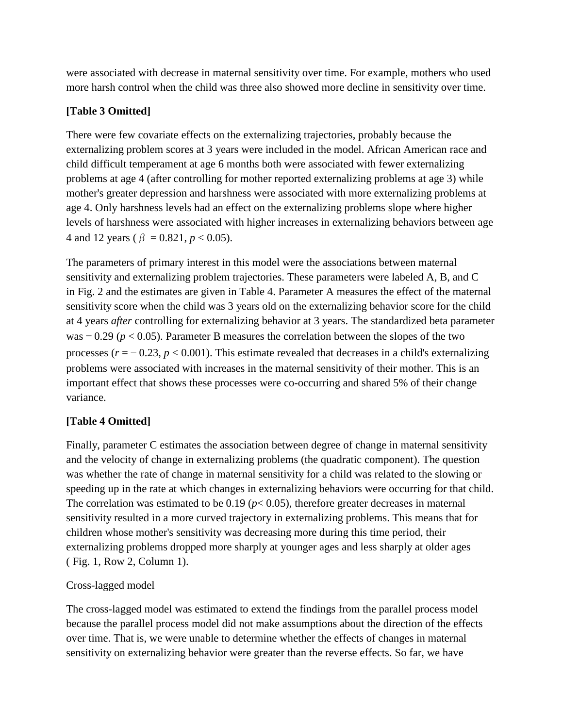were associated with decrease in maternal sensitivity over time. For example, mothers who used more harsh control when the child was three also showed more decline in sensitivity over time.

**[Table 3 Omitted]**

There were few covariate effects on the externalizing trajectories, probably because the externalizing problem scores at 3 years were included in the model. African American race and child difficult temperament at age 6 months both were associated with fewer externalizing problems at age 4 (after controlling for mother reported externalizing problems at age 3) while mother's greater depression and harshness were associated with more externalizing problems at age 4. Only harshness levels had an effect on the externalizing problems slope where higher levels of harshness were associated with higher increases in externalizing behaviors between age 4 and 12 years ( $\beta = 0.821$, $p < 0.05$).

The parameters of primary interest in this model were the associations between maternal sensitivity and externalizing problem trajectories. These parameters were labeled A, B, and C in Fig. 2 and the estimates are given in Table 4. Parameter A measures the effect of the maternal sensitivity score when the child was 3 years old on the externalizing behavior score for the child at 4 years *after* controlling for externalizing behavior at 3 years. The standardized beta parameter was − 0.29 ($p < 0.05$). Parameter B measures the correlation between the slopes of the two processes ($r = -0.23$, $p < 0.001$). This estimate revealed that decreases in a child's externalizing problems were associated with increases in the maternal sensitivity of their mother. This is an important effect that shows these processes were co-occurring and shared 5% of their change variance.

**[Table 4 Omitted]**

Finally, parameter C estimates the association between degree of change in maternal sensitivity and the velocity of change in externalizing problems (the quadratic component). The question was whether the rate of change in maternal sensitivity for a child was related to the slowing or speeding up in the rate at which changes in externalizing behaviors were occurring for that child. The correlation was estimated to be 0.19 ($p < 0.05$), therefore greater decreases in maternal sensitivity resulted in a more curved trajectory in externalizing problems. This means that for children whose mother's sensitivity was decreasing more during this time period, their externalizing problems dropped more sharply at younger ages and less sharply at older ages ( Fig. 1, Row 2, Column 1).

Cross-lagged model

The cross-lagged model was estimated to extend the findings from the parallel process model because the parallel process model did not make assumptions about the direction of the effects over time. That is, we were unable to determine whether the effects of changes in maternal sensitivity on externalizing behavior were greater than the reverse effects. So far, we have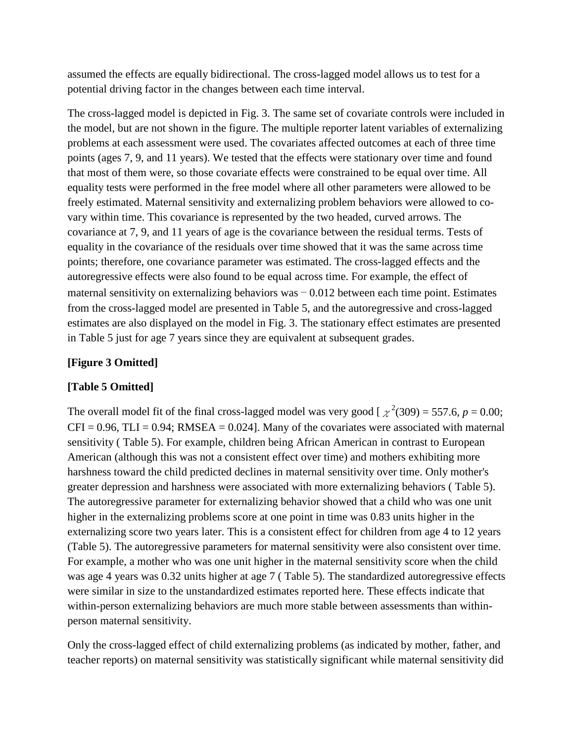assumed the effects are equally bidirectional. The cross-lagged model allows us to test for a potential driving factor in the changes between each time interval.

The cross-lagged model is depicted in Fig. 3. The same set of covariate controls were included in the model, but are not shown in the figure. The multiple reporter latent variables of externalizing problems at each assessment were used. The covariates affected outcomes at each of three time points (ages 7, 9, and 11 years). We tested that the effects were stationary over time and found that most of them were, so those covariate effects were constrained to be equal over time. All equality tests were performed in the free model where all other parameters were allowed to be freely estimated. Maternal sensitivity and externalizing problem behaviors were allowed to co-vary within time. This covariance is represented by the two headed, curved arrows. The covariance at 7, 9, and 11 years of age is the covariance between the residual terms. Tests of equality in the covariance of the residuals over time showed that it was the same across time points; therefore, one covariance parameter was estimated. The cross-lagged effects and the autoregressive effects were also found to be equal across time. For example, the effect of maternal sensitivity on externalizing behaviors was − 0.012 between each time point. Estimates from the cross-lagged model are presented in Table 5, and the autoregressive and cross-lagged estimates are also displayed on the model in Fig. 3. The stationary effect estimates are presented in Table 5 just for age 7 years since they are equivalent at subsequent grades.

**[Figure 3 Omitted]**

**[Table 5 Omitted]**

The overall model fit of the final cross-lagged model was very good [ $\chi^2(309) = 557.6$, $p = 0.00$; CFI = 0.96, TLI = 0.94; RMSEA = 0.024]. Many of the covariates were associated with maternal sensitivity ( Table 5). For example, children being African American in contrast to European American (although this was not a consistent effect over time) and mothers exhibiting more harshness toward the child predicted declines in maternal sensitivity over time. Only mother's greater depression and harshness were associated with more externalizing behaviors ( Table 5). The autoregressive parameter for externalizing behavior showed that a child who was one unit higher in the externalizing problems score at one point in time was 0.83 units higher in the externalizing score two years later. This is a consistent effect for children from age 4 to 12 years (Table 5). The autoregressive parameters for maternal sensitivity were also consistent over time. For example, a mother who was one unit higher in the maternal sensitivity score when the child was age 4 years was 0.32 units higher at age 7 ( Table 5). The standardized autoregressive effects were similar in size to the unstandardized estimates reported here. These effects indicate that within-person externalizing behaviors are much more stable between assessments than within-person maternal sensitivity.

Only the cross-lagged effect of child externalizing problems (as indicated by mother, father, and teacher reports) on maternal sensitivity was statistically significant while maternal sensitivity did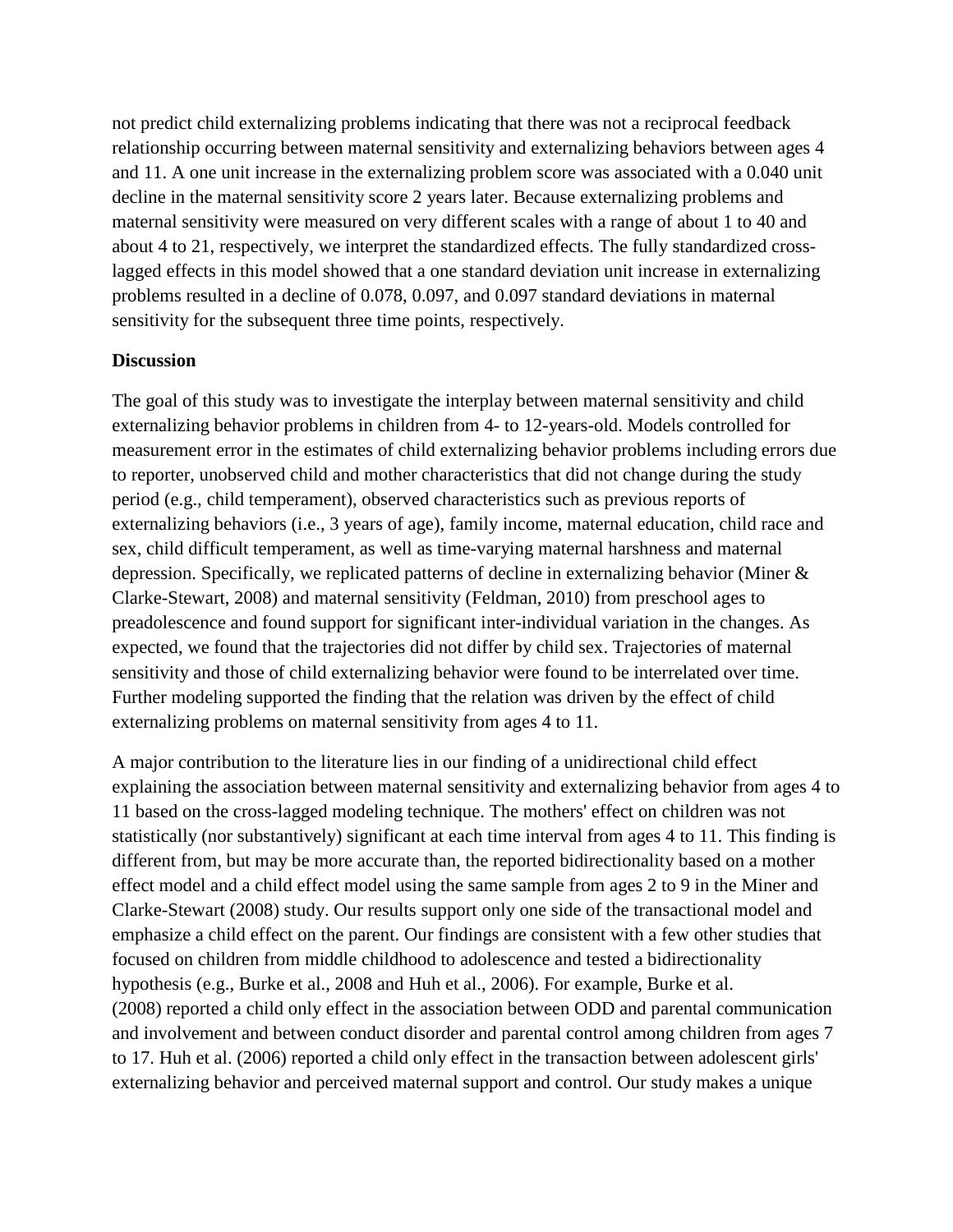not predict child externalizing problems indicating that there was not a reciprocal feedback relationship occurring between maternal sensitivity and externalizing behaviors between ages 4 and 11. A one unit increase in the externalizing problem score was associated with a 0.040 unit decline in the maternal sensitivity score 2 years later. Because externalizing problems and maternal sensitivity were measured on very different scales with a range of about 1 to 40 and about 4 to 21, respectively, we interpret the standardized effects. The fully standardized cross-lagged effects in this model showed that a one standard deviation unit increase in externalizing problems resulted in a decline of 0.078, 0.097, and 0.097 standard deviations in maternal sensitivity for the subsequent three time points, respectively.

## Discussion

The goal of this study was to investigate the interplay between maternal sensitivity and child externalizing behavior problems in children from 4- to 12-years-old. Models controlled for measurement error in the estimates of child externalizing behavior problems including errors due to reporter, unobserved child and mother characteristics that did not change during the study period (e.g., child temperament), observed characteristics such as previous reports of externalizing behaviors (i.e., 3 years of age), family income, maternal education, child race and sex, child difficult temperament, as well as time-varying maternal harshness and maternal depression. Specifically, we replicated patterns of decline in externalizing behavior (Miner & Clarke-Stewart, 2008) and maternal sensitivity (Feldman, 2010) from preschool ages to preadolescence and found support for significant inter-individual variation in the changes. As expected, we found that the trajectories did not differ by child sex. Trajectories of maternal sensitivity and those of child externalizing behavior were found to be interrelated over time. Further modeling supported the finding that the relation was driven by the effect of child externalizing problems on maternal sensitivity from ages 4 to 11.

A major contribution to the literature lies in our finding of a unidirectional child effect explaining the association between maternal sensitivity and externalizing behavior from ages 4 to 11 based on the cross-lagged modeling technique. The mothers' effect on children was not statistically (nor substantively) significant at each time interval from ages 4 to 11. This finding is different from, but may be more accurate than, the reported bidirectionality based on a mother effect model and a child effect model using the same sample from ages 2 to 9 in the Miner and Clarke-Stewart (2008) study. Our results support only one side of the transactional model and emphasize a child effect on the parent. Our findings are consistent with a few other studies that focused on children from middle childhood to adolescence and tested a bidirectionality hypothesis (e.g., Burke et al., 2008 and Huh et al., 2006). For example, Burke et al. (2008) reported a child only effect in the association between ODD and parental communication and involvement and between conduct disorder and parental control among children from ages 7 to 17. Huh et al. (2006) reported a child only effect in the transaction between adolescent girls' externalizing behavior and perceived maternal support and control. Our study makes a unique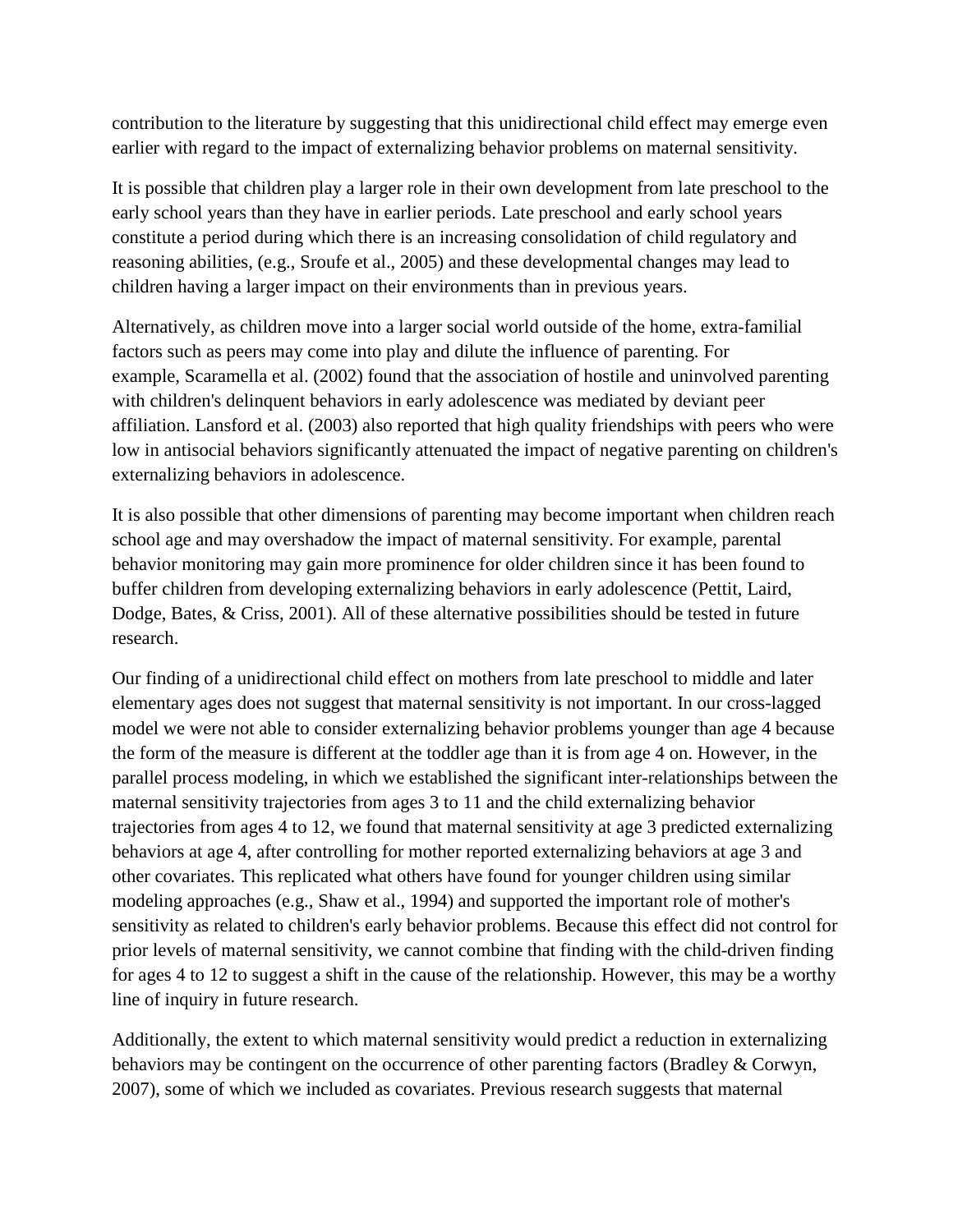contribution to the literature by suggesting that this unidirectional child effect may emerge even earlier with regard to the impact of externalizing behavior problems on maternal sensitivity.

It is possible that children play a larger role in their own development from late preschool to the early school years than they have in earlier periods. Late preschool and early school years constitute a period during which there is an increasing consolidation of child regulatory and reasoning abilities, (e.g., Sroufe et al., 2005) and these developmental changes may lead to children having a larger impact on their environments than in previous years.

Alternatively, as children move into a larger social world outside of the home, extra-familial factors such as peers may come into play and dilute the influence of parenting. For example, Scaramella et al. (2002) found that the association of hostile and uninvolved parenting with children's delinquent behaviors in early adolescence was mediated by deviant peer affiliation. Lansford et al. (2003) also reported that high quality friendships with peers who were low in antisocial behaviors significantly attenuated the impact of negative parenting on children's externalizing behaviors in adolescence.

It is also possible that other dimensions of parenting may become important when children reach school age and may overshadow the impact of maternal sensitivity. For example, parental behavior monitoring may gain more prominence for older children since it has been found to buffer children from developing externalizing behaviors in early adolescence (Pettit, Laird, Dodge, Bates, & Criss, 2001). All of these alternative possibilities should be tested in future research.

Our finding of a unidirectional child effect on mothers from late preschool to middle and later elementary ages does not suggest that maternal sensitivity is not important. In our cross-lagged model we were not able to consider externalizing behavior problems younger than age 4 because the form of the measure is different at the toddler age than it is from age 4 on. However, in the parallel process modeling, in which we established the significant inter-relationships between the maternal sensitivity trajectories from ages 3 to 11 and the child externalizing behavior trajectories from ages 4 to 12, we found that maternal sensitivity at age 3 predicted externalizing behaviors at age 4, after controlling for mother reported externalizing behaviors at age 3 and other covariates. This replicated what others have found for younger children using similar modeling approaches (e.g., Shaw et al., 1994) and supported the important role of mother's sensitivity as related to children's early behavior problems. Because this effect did not control for prior levels of maternal sensitivity, we cannot combine that finding with the child-driven finding for ages 4 to 12 to suggest a shift in the cause of the relationship. However, this may be a worthy line of inquiry in future research.

Additionally, the extent to which maternal sensitivity would predict a reduction in externalizing behaviors may be contingent on the occurrence of other parenting factors (Bradley & Corwyn, 2007), some of which we included as covariates. Previous research suggests that maternal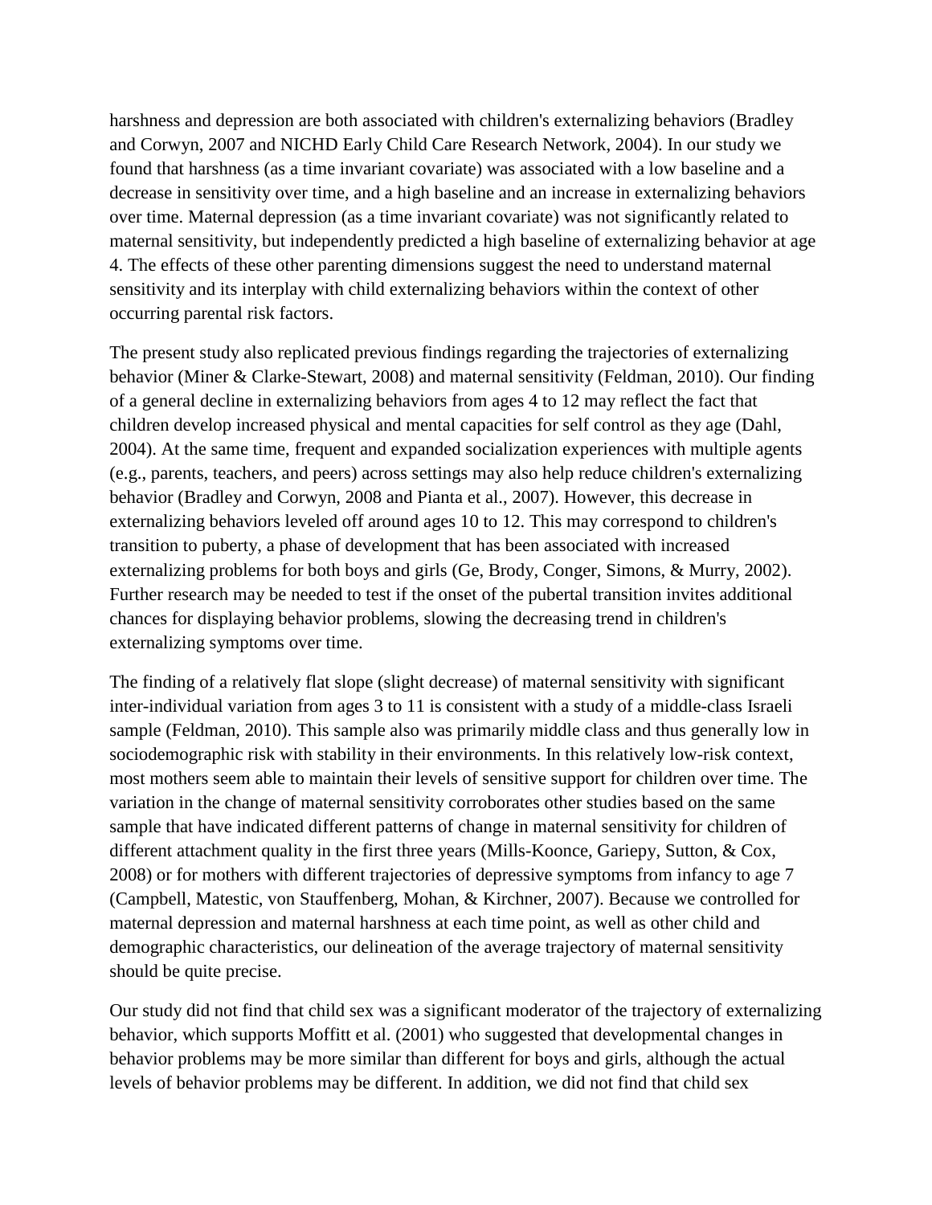harshness and depression are both associated with children's externalizing behaviors (Bradley and Corwyn, 2007 and NICHD Early Child Care Research Network, 2004). In our study we found that harshness (as a time invariant covariate) was associated with a low baseline and a decrease in sensitivity over time, and a high baseline and an increase in externalizing behaviors over time. Maternal depression (as a time invariant covariate) was not significantly related to maternal sensitivity, but independently predicted a high baseline of externalizing behavior at age 4. The effects of these other parenting dimensions suggest the need to understand maternal sensitivity and its interplay with child externalizing behaviors within the context of other occurring parental risk factors.

The present study also replicated previous findings regarding the trajectories of externalizing behavior (Miner & Clarke-Stewart, 2008) and maternal sensitivity (Feldman, 2010). Our finding of a general decline in externalizing behaviors from ages 4 to 12 may reflect the fact that children develop increased physical and mental capacities for self control as they age (Dahl, 2004). At the same time, frequent and expanded socialization experiences with multiple agents (e.g., parents, teachers, and peers) across settings may also help reduce children's externalizing behavior (Bradley and Corwyn, 2008 and Pianta et al., 2007). However, this decrease in externalizing behaviors leveled off around ages 10 to 12. This may correspond to children's transition to puberty, a phase of development that has been associated with increased externalizing problems for both boys and girls (Ge, Brody, Conger, Simons, & Murry, 2002). Further research may be needed to test if the onset of the pubertal transition invites additional chances for displaying behavior problems, slowing the decreasing trend in children's externalizing symptoms over time.

The finding of a relatively flat slope (slight decrease) of maternal sensitivity with significant inter-individual variation from ages 3 to 11 is consistent with a study of a middle-class Israeli sample (Feldman, 2010). This sample also was primarily middle class and thus generally low in sociodemographic risk with stability in their environments. In this relatively low-risk context, most mothers seem able to maintain their levels of sensitive support for children over time. The variation in the change of maternal sensitivity corroborates other studies based on the same sample that have indicated different patterns of change in maternal sensitivity for children of different attachment quality in the first three years (Mills-Koonce, Gariepy, Sutton, & Cox, 2008) or for mothers with different trajectories of depressive symptoms from infancy to age 7 (Campbell, Matestic, von Stauffenberg, Mohan, & Kirchner, 2007). Because we controlled for maternal depression and maternal harshness at each time point, as well as other child and demographic characteristics, our delineation of the average trajectory of maternal sensitivity should be quite precise.

Our study did not find that child sex was a significant moderator of the trajectory of externalizing behavior, which supports Moffitt et al. (2001) who suggested that developmental changes in behavior problems may be more similar than different for boys and girls, although the actual levels of behavior problems may be different. In addition, we did not find that child sex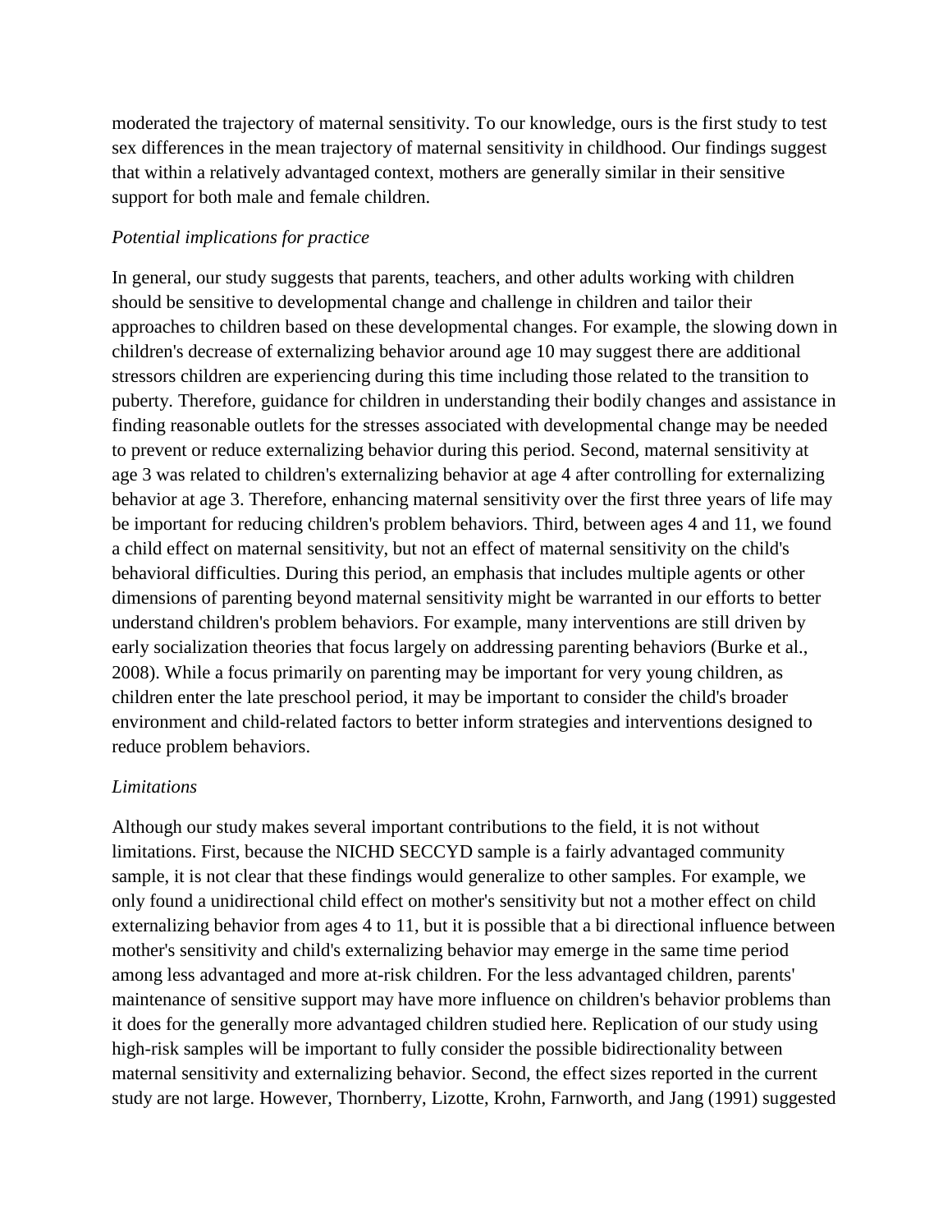moderated the trajectory of maternal sensitivity. To our knowledge, ours is the first study to test sex differences in the mean trajectory of maternal sensitivity in childhood. Our findings suggest that within a relatively advantaged context, mothers are generally similar in their sensitive support for both male and female children.

### *Potential implications for practice*

In general, our study suggests that parents, teachers, and other adults working with children should be sensitive to developmental change and challenge in children and tailor their approaches to children based on these developmental changes. For example, the slowing down in children's decrease of externalizing behavior around age 10 may suggest there are additional stressors children are experiencing during this time including those related to the transition to puberty. Therefore, guidance for children in understanding their bodily changes and assistance in finding reasonable outlets for the stresses associated with developmental change may be needed to prevent or reduce externalizing behavior during this period. Second, maternal sensitivity at age 3 was related to children's externalizing behavior at age 4 after controlling for externalizing behavior at age 3. Therefore, enhancing maternal sensitivity over the first three years of life may be important for reducing children's problem behaviors. Third, between ages 4 and 11, we found a child effect on maternal sensitivity, but not an effect of maternal sensitivity on the child's behavioral difficulties. During this period, an emphasis that includes multiple agents or other dimensions of parenting beyond maternal sensitivity might be warranted in our efforts to better understand children's problem behaviors. For example, many interventions are still driven by early socialization theories that focus largely on addressing parenting behaviors (Burke et al., 2008). While a focus primarily on parenting may be important for very young children, as children enter the late preschool period, it may be important to consider the child's broader environment and child-related factors to better inform strategies and interventions designed to reduce problem behaviors.

### *Limitations*

Although our study makes several important contributions to the field, it is not without limitations. First, because the NICHD SECCYD sample is a fairly advantaged community sample, it is not clear that these findings would generalize to other samples. For example, we only found a unidirectional child effect on mother's sensitivity but not a mother effect on child externalizing behavior from ages 4 to 11, but it is possible that a bi directional influence between mother's sensitivity and child's externalizing behavior may emerge in the same time period among less advantaged and more at-risk children. For the less advantaged children, parents' maintenance of sensitive support may have more influence on children's behavior problems than it does for the generally more advantaged children studied here. Replication of our study using high-risk samples will be important to fully consider the possible bidirectionality between maternal sensitivity and externalizing behavior. Second, the effect sizes reported in the current study are not large. However, Thornberry, Lizotte, Krohn, Farnworth, and Jang (1991) suggested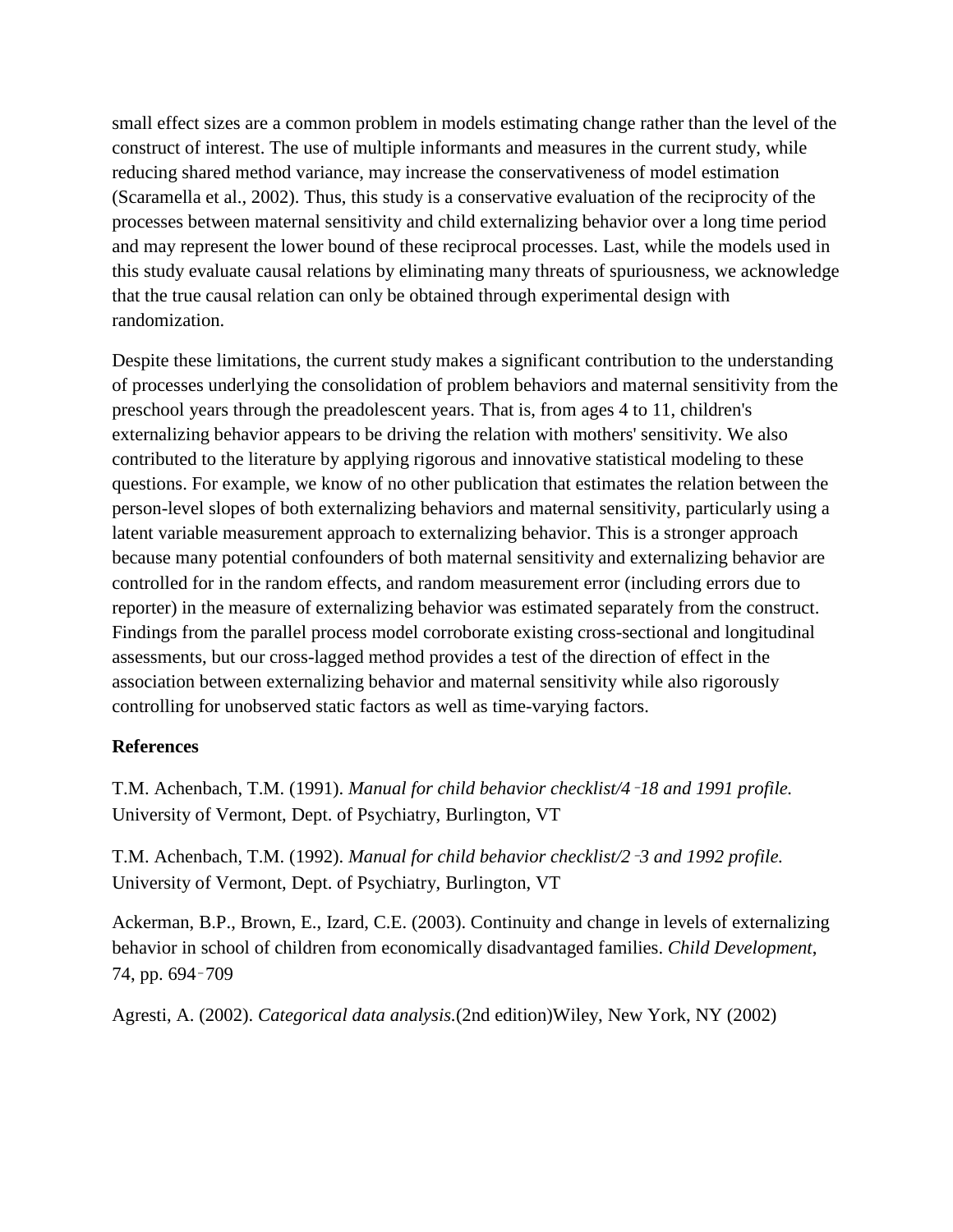small effect sizes are a common problem in models estimating change rather than the level of the construct of interest. The use of multiple informants and measures in the current study, while reducing shared method variance, may increase the conservativeness of model estimation (Scaramella et al., 2002). Thus, this study is a conservative evaluation of the reciprocity of the processes between maternal sensitivity and child externalizing behavior over a long time period and may represent the lower bound of these reciprocal processes. Last, while the models used in this study evaluate causal relations by eliminating many threats of spuriousness, we acknowledge that the true causal relation can only be obtained through experimental design with randomization.

Despite these limitations, the current study makes a significant contribution to the understanding of processes underlying the consolidation of problem behaviors and maternal sensitivity from the preschool years through the preadolescent years. That is, from ages 4 to 11, children's externalizing behavior appears to be driving the relation with mothers' sensitivity. We also contributed to the literature by applying rigorous and innovative statistical modeling to these questions. For example, we know of no other publication that estimates the relation between the person-level slopes of both externalizing behaviors and maternal sensitivity, particularly using a latent variable measurement approach to externalizing behavior. This is a stronger approach because many potential confounders of both maternal sensitivity and externalizing behavior are controlled for in the random effects, and random measurement error (including errors due to reporter) in the measure of externalizing behavior was estimated separately from the construct. Findings from the parallel process model corroborate existing cross-sectional and longitudinal assessments, but our cross-lagged method provides a test of the direction of effect in the association between externalizing behavior and maternal sensitivity while also rigorously controlling for unobserved static factors as well as time-varying factors.

**References**

T.M. Achenbach, T.M. (1991). *Manual for child behavior checklist/4‑18 and 1991 profile.* University of Vermont, Dept. of Psychiatry, Burlington, VT

T.M. Achenbach, T.M. (1992). *Manual for child behavior checklist/2‑3 and 1992 profile.* University of Vermont, Dept. of Psychiatry, Burlington, VT

Ackerman, B.P., Brown, E., Izard, C.E. (2003). Continuity and change in levels of externalizing behavior in school of children from economically disadvantaged families. *Child Development*, 74, pp. 694‑709

Agresti, A. (2002). *Categorical data analysis.*(2nd edition)Wiley, New York, NY (2002)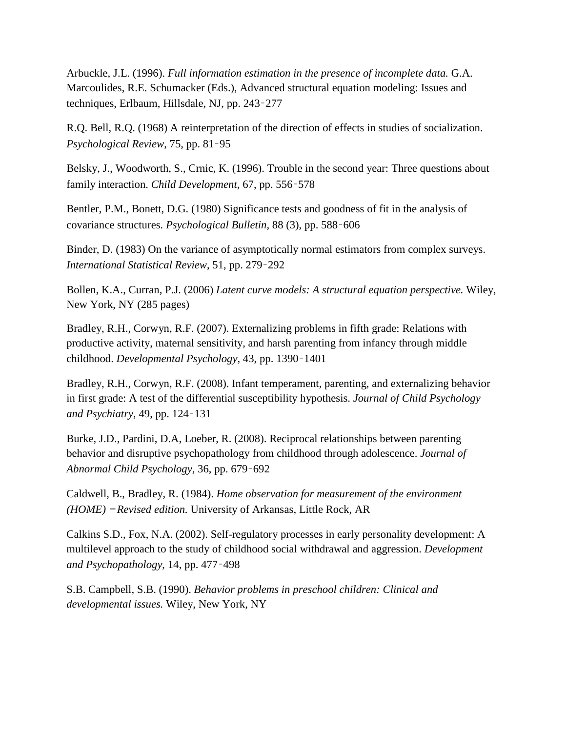Arbuckle, J.L. (1996). *Full information estimation in the presence of incomplete data.* G.A. Marcoulides, R.E. Schumacker (Eds.), Advanced structural equation modeling: Issues and techniques, Erlbaum, Hillsdale, NJ, pp. 243‑277

R.Q. Bell, R.Q. (1968) A reinterpretation of the direction of effects in studies of socialization. *Psychological Review*, 75, pp. 81‑95

Belsky, J., Woodworth, S., Crnic, K. (1996). Trouble in the second year: Three questions about family interaction. *Child Development*, 67, pp. 556‑578

Bentler, P.M., Bonett, D.G. (1980) Significance tests and goodness of fit in the analysis of covariance structures. *Psychological Bulletin*, 88 (3), pp. 588‑606

Binder, D. (1983) On the variance of asymptotically normal estimators from complex surveys. *International Statistical Review*, 51, pp. 279‑292

Bollen, K.A., Curran, P.J. (2006) *Latent curve models: A structural equation perspective.* Wiley, New York, NY (285 pages)

Bradley, R.H., Corwyn, R.F. (2007). Externalizing problems in fifth grade: Relations with productive activity, maternal sensitivity, and harsh parenting from infancy through middle childhood. *Developmental Psychology*, 43, pp. 1390‑1401

Bradley, R.H., Corwyn, R.F. (2008). Infant temperament, parenting, and externalizing behavior in first grade: A test of the differential susceptibility hypothesis. *Journal of Child Psychology and Psychiatry*, 49, pp. 124‑131

Burke, J.D., Pardini, D.A, Loeber, R. (2008). Reciprocal relationships between parenting behavior and disruptive psychopathology from childhood through adolescence. *Journal of Abnormal Child Psychology*, 36, pp. 679‑692

Caldwell, B., Bradley, R. (1984). *Home observation for measurement of the environment (HOME) – Revised edition.* University of Arkansas, Little Rock, AR

Calkins S.D., Fox, N.A. (2002). Self-regulatory processes in early personality development: A multilevel approach to the study of childhood social withdrawal and aggression. *Development and Psychopathology*, 14, pp. 477‑498

S.B. Campbell, S.B. (1990). *Behavior problems in preschool children: Clinical and developmental issues.* Wiley, New York, NY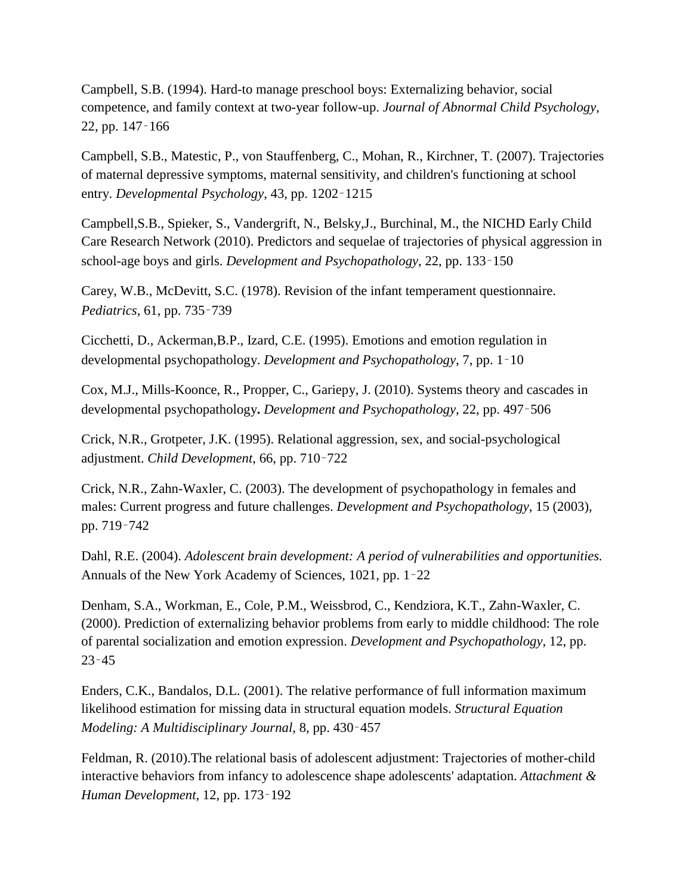Campbell, S.B. (1994). Hard-to manage preschool boys: Externalizing behavior, social competence, and family context at two-year follow-up. *Journal of Abnormal Child Psychology*, 22, pp. 147–166

Campbell, S.B., Matestic, P., von Stauffenberg, C., Mohan, R., Kirchner, T. (2007). Trajectories of maternal depressive symptoms, maternal sensitivity, and children's functioning at school entry. *Developmental Psychology*, 43, pp. 1202–1215

Campbell,S.B., Spieker, S., Vandergrift, N., Belsky,J., Burchinal, M., the NICHD Early Child Care Research Network (2010). Predictors and sequelae of trajectories of physical aggression in school-age boys and girls. *Development and Psychopathology*, 22, pp. 133–150

Carey, W.B., McDevitt, S.C. (1978). Revision of the infant temperament questionnaire. *Pediatrics*, 61, pp. 735–739

Cicchetti, D., Ackerman,B.P., Izard, C.E. (1995). Emotions and emotion regulation in developmental psychopathology. *Development and Psychopathology*, 7, pp. 1–10

Cox, M.J., Mills-Koonce, R., Propper, C., Gariepy, J. (2010). Systems theory and cascades in developmental psychopathology**.** *Development and Psychopathology*, 22, pp. 497–506

Crick, N.R., Grotpeter, J.K. (1995). Relational aggression, sex, and social-psychological adjustment. *Child Development*, 66, pp. 710–722

Crick, N.R., Zahn-Waxler, C. (2003). The development of psychopathology in females and males: Current progress and future challenges. *Development and Psychopathology*, 15 (2003), pp. 719–742

Dahl, R.E. (2004). *Adolescent brain development: A period of vulnerabilities and opportunities.* Annuals of the New York Academy of Sciences, 1021, pp. 1–22

Denham, S.A., Workman, E., Cole, P.M., Weissbrod, C., Kendziora, K.T., Zahn-Waxler, C. (2000). Prediction of externalizing behavior problems from early to middle childhood: The role of parental socialization and emotion expression. *Development and Psychopathology*, 12, pp. 23–45

Enders, C.K., Bandalos, D.L. (2001). The relative performance of full information maximum likelihood estimation for missing data in structural equation models. *Structural Equation Modeling: A Multidisciplinary Journal*, 8, pp. 430–457

Feldman, R. (2010).The relational basis of adolescent adjustment: Trajectories of mother-child interactive behaviors from infancy to adolescence shape adolescents' adaptation. *Attachment & Human Development*, 12, pp. 173–192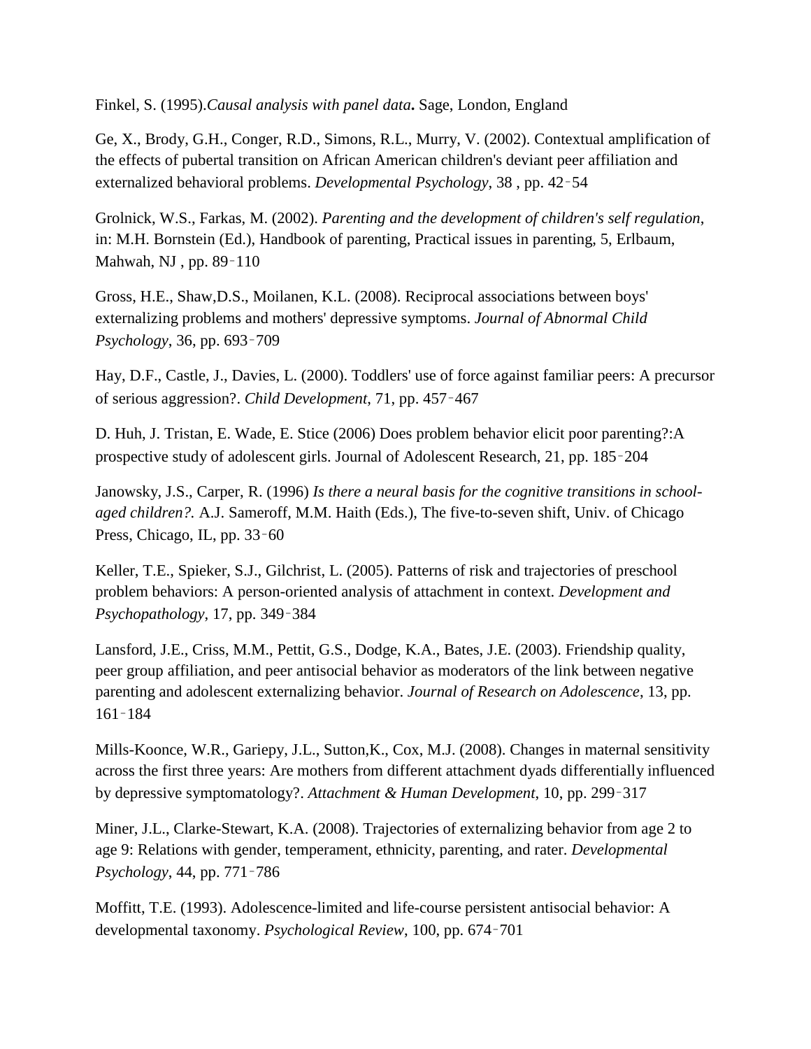Finkel, S. (1995).*Causal analysis with panel data***.** Sage, London, England

Ge, X., Brody, G.H., Conger, R.D., Simons, R.L., Murry, V. (2002). Contextual amplification of the effects of pubertal transition on African American children's deviant peer affiliation and externalized behavioral problems. *Developmental Psychology*, 38 , pp. 42–54

Grolnick, W.S., Farkas, M. (2002). *Parenting and the development of children's self regulation*, in: M.H. Bornstein (Ed.), Handbook of parenting, Practical issues in parenting, 5, Erlbaum, Mahwah, NJ , pp. 89–110

Gross, H.E., Shaw,D.S., Moilanen, K.L. (2008). Reciprocal associations between boys' externalizing problems and mothers' depressive symptoms. *Journal of Abnormal Child Psychology*, 36, pp. 693–709

Hay, D.F., Castle, J., Davies, L. (2000). Toddlers' use of force against familiar peers: A precursor of serious aggression?. *Child Development*, 71, pp. 457–467

D. Huh, J. Tristan, E. Wade, E. Stice (2006) Does problem behavior elicit poor parenting?:A prospective study of adolescent girls. Journal of Adolescent Research, 21, pp. 185–204

Janowsky, J.S., Carper, R. (1996) *Is there a neural basis for the cognitive transitions in school-aged children?.* A.J. Sameroff, M.M. Haith (Eds.), The five-to-seven shift, Univ. of Chicago Press, Chicago, IL, pp. 33–60

Keller, T.E., Spieker, S.J., Gilchrist, L. (2005). Patterns of risk and trajectories of preschool problem behaviors: A person-oriented analysis of attachment in context. *Development and Psychopathology*, 17, pp. 349–384

Lansford, J.E., Criss, M.M., Pettit, G.S., Dodge, K.A., Bates, J.E. (2003). Friendship quality, peer group affiliation, and peer antisocial behavior as moderators of the link between negative parenting and adolescent externalizing behavior. *Journal of Research on Adolescence*, 13, pp. 161–184

Mills-Koonce, W.R., Gariepy, J.L., Sutton,K., Cox, M.J. (2008). Changes in maternal sensitivity across the first three years: Are mothers from different attachment dyads differentially influenced by depressive symptomatology?. *Attachment & Human Development*, 10, pp. 299–317

Miner, J.L., Clarke-Stewart, K.A. (2008). Trajectories of externalizing behavior from age 2 to age 9: Relations with gender, temperament, ethnicity, parenting, and rater. *Developmental Psychology*, 44, pp. 771–786

Moffitt, T.E. (1993). Adolescence-limited and life-course persistent antisocial behavior: A developmental taxonomy. *Psychological Review*, 100, pp. 674–701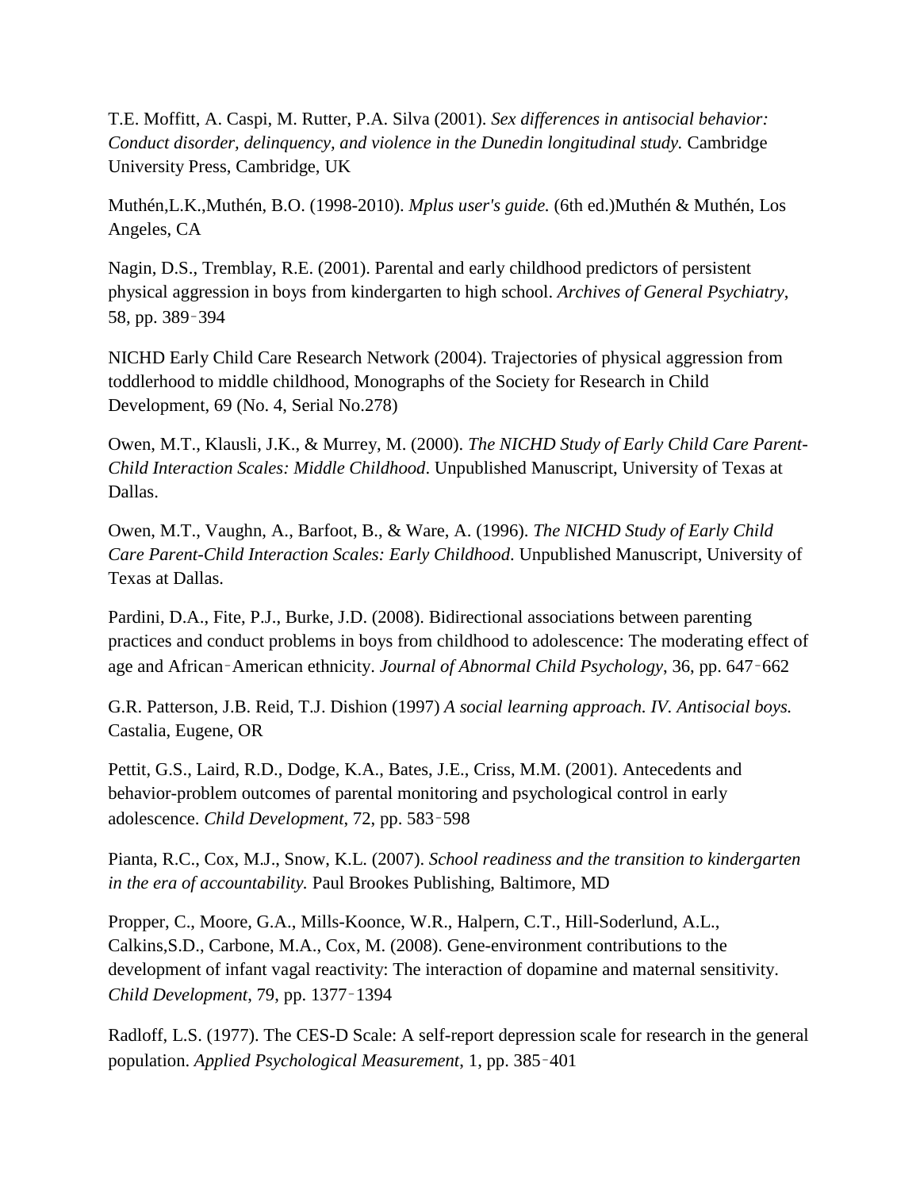T.E. Moffitt, A. Caspi, M. Rutter, P.A. Silva (2001). *Sex differences in antisocial behavior: Conduct disorder, delinquency, and violence in the Dunedin longitudinal study.* Cambridge University Press, Cambridge, UK

Muthén,L.K.,Muthén, B.O. (1998-2010). *Mplus user's guide.* (6th ed.)Muthén & Muthén, Los Angeles, CA

Nagin, D.S., Tremblay, R.E. (2001). Parental and early childhood predictors of persistent physical aggression in boys from kindergarten to high school. *Archives of General Psychiatry*, 58, pp. 389‑394

NICHD Early Child Care Research Network (2004). Trajectories of physical aggression from toddlerhood to middle childhood, Monographs of the Society for Research in Child Development, 69 (No. 4, Serial No.278)

Owen, M.T., Klausli, J.K., & Murrey, M. (2000). *The NICHD Study of Early Child Care Parent-Child Interaction Scales: Middle Childhood*. Unpublished Manuscript, University of Texas at Dallas.

Owen, M.T., Vaughn, A., Barfoot, B., & Ware, A. (1996). *The NICHD Study of Early Child Care Parent-Child Interaction Scales: Early Childhood*. Unpublished Manuscript, University of Texas at Dallas.

Pardini, D.A., Fite, P.J., Burke, J.D. (2008). Bidirectional associations between parenting practices and conduct problems in boys from childhood to adolescence: The moderating effect of age and African‑American ethnicity. *Journal of Abnormal Child Psychology*, 36, pp. 647‑662

G.R. Patterson, J.B. Reid, T.J. Dishion (1997) *A social learning approach. IV. Antisocial boys.* Castalia, Eugene, OR

Pettit, G.S., Laird, R.D., Dodge, K.A., Bates, J.E., Criss, M.M. (2001). Antecedents and behavior-problem outcomes of parental monitoring and psychological control in early adolescence. *Child Development*, 72, pp. 583‑598

Pianta, R.C., Cox, M.J., Snow, K.L. (2007). *School readiness and the transition to kindergarten in the era of accountability.* Paul Brookes Publishing, Baltimore, MD

Propper, C., Moore, G.A., Mills-Koonce, W.R., Halpern, C.T., Hill-Soderlund, A.L., Calkins,S.D., Carbone, M.A., Cox, M. (2008). Gene-environment contributions to the development of infant vagal reactivity: The interaction of dopamine and maternal sensitivity. *Child Development*, 79, pp. 1377‑1394

Radloff, L.S. (1977). The CES-D Scale: A self-report depression scale for research in the general population. *Applied Psychological Measurement,* 1, pp. 385‑401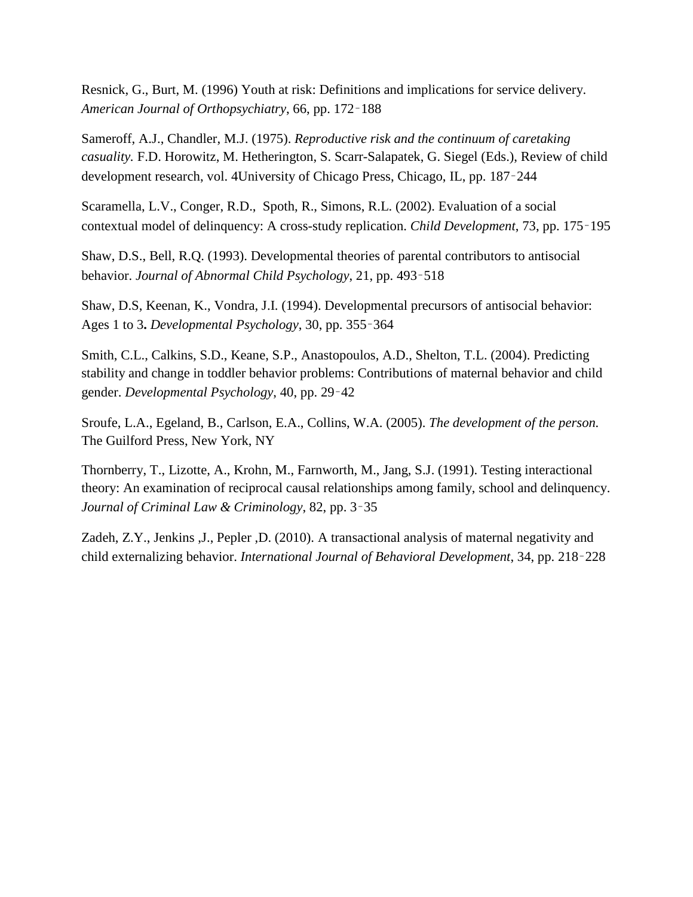Resnick, G., Burt, M. (1996) Youth at risk: Definitions and implications for service delivery. *American Journal of Orthopsychiatry*, 66, pp. 172–188

Sameroff, A.J., Chandler, M.J. (1975). *Reproductive risk and the continuum of caretaking casuality.* F.D. Horowitz, M. Hetherington, S. Scarr-Salapatek, G. Siegel (Eds.), Review of child development research, vol. 4University of Chicago Press, Chicago, IL, pp. 187–244

Scaramella, L.V., Conger, R.D., Spoth, R., Simons, R.L. (2002). Evaluation of a social contextual model of delinquency: A cross-study replication. *Child Development*, 73, pp. 175–195

Shaw, D.S., Bell, R.Q. (1993). Developmental theories of parental contributors to antisocial behavior. *Journal of Abnormal Child Psychology*, 21, pp. 493–518

Shaw, D.S, Keenan, K., Vondra, J.I. (1994). Developmental precursors of antisocial behavior: Ages 1 to 3**.** *Developmental Psychology*, 30, pp. 355–364

Smith, C.L., Calkins, S.D., Keane, S.P., Anastopoulos, A.D., Shelton, T.L. (2004). Predicting stability and change in toddler behavior problems: Contributions of maternal behavior and child gender. *Developmental Psychology*, 40, pp. 29–42

Sroufe, L.A., Egeland, B., Carlson, E.A., Collins, W.A. (2005). *The development of the person.* The Guilford Press, New York, NY

Thornberry, T., Lizotte, A., Krohn, M., Farnworth, M., Jang, S.J. (1991). Testing interactional theory: An examination of reciprocal causal relationships among family, school and delinquency. *Journal of Criminal Law & Criminology*, 82, pp. 3–35

Zadeh, Z.Y., Jenkins ,J., Pepler ,D. (2010). A transactional analysis of maternal negativity and child externalizing behavior. *International Journal of Behavioral Development*, 34, pp. 218–228